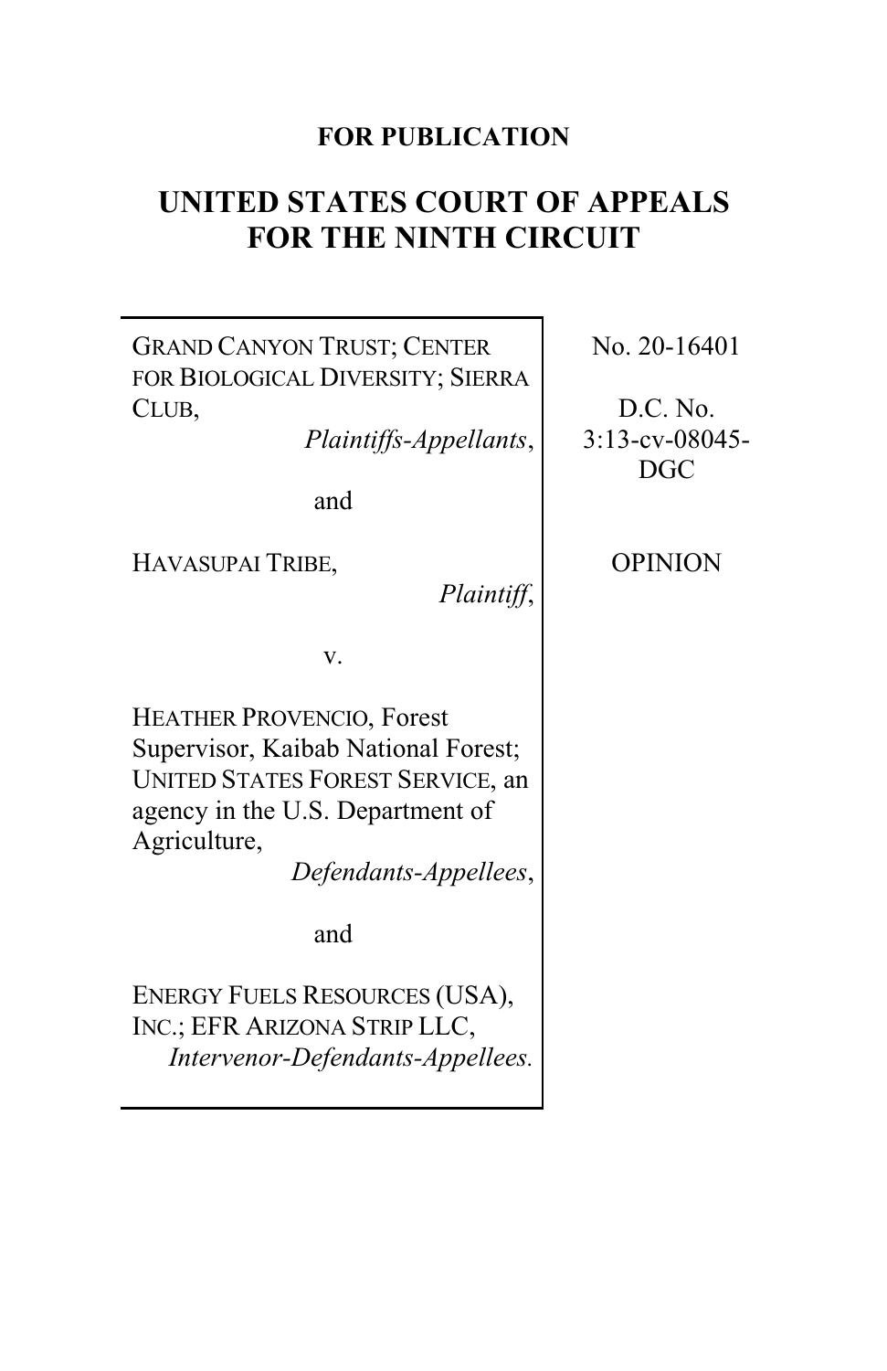**FOR PUBLICATION**

# UNITED STATES COURT OF APPEALS FOR THE NINTH CIRCUIT

GRAND CANYON TRUST; CENTER FOR BIOLOGICAL DIVERSITY; SIERRA CLUB,
*Plaintiffs-Appellants*,

and

HAVASUPAI TRIBE,
*Plaintiff*,

v.

HEATHER PROVENCIO, Forest Supervisor, Kaibab National Forest; UNITED STATES FOREST SERVICE, an agency in the U.S. Department of Agriculture,
*Defendants-Appellees*,

and

ENERGY FUELS RESOURCES (USA), INC.; EFR ARIZONA STRIP LLC,
*Intervenor-Defendants-Appellees.*

No. 20-16401

D.C. No. 3:13-cv-08045-DGC

OPINION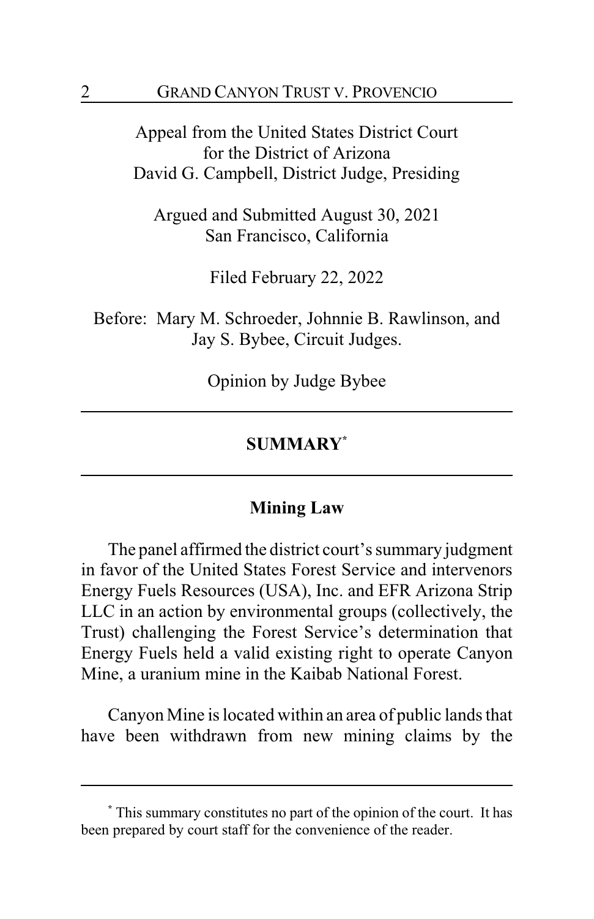Appeal from the United States District Court
for the District of Arizona
David G. Campbell, District Judge, Presiding

Argued and Submitted August 30, 2021
San Francisco, California

Filed February 22, 2022

Before: Mary M. Schroeder, Johnnie B. Rawlinson, and Jay S. Bybee, Circuit Judges.

Opinion by Judge Bybee

---

## SUMMARY*

---

### Mining Law

The panel affirmed the district court's summary judgment in favor of the United States Forest Service and intervenors Energy Fuels Resources (USA), Inc. and EFR Arizona Strip LLC in an action by environmental groups (collectively, the Trust) challenging the Forest Service's determination that Energy Fuels held a valid existing right to operate Canyon Mine, a uranium mine in the Kaibab National Forest.

Canyon Mine is located within an area of public lands that have been withdrawn from new mining claims by the

---

* This summary constitutes no part of the opinion of the court. It has been prepared by court staff for the convenience of the reader.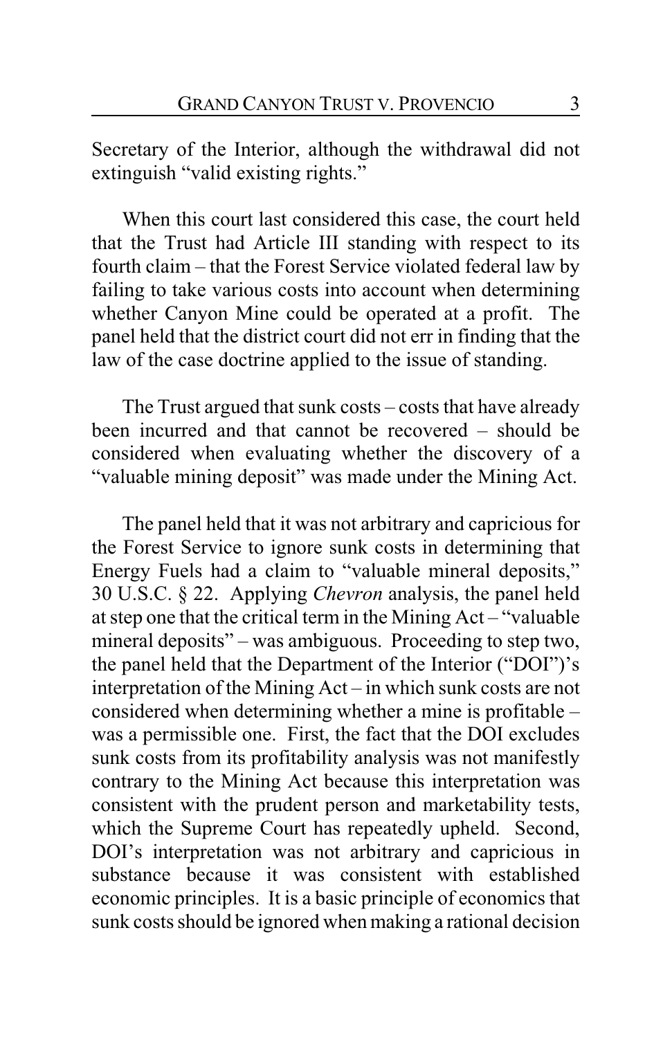Secretary of the Interior, although the withdrawal did not extinguish "valid existing rights."

When this court last considered this case, the court held that the Trust had Article III standing with respect to its fourth claim – that the Forest Service violated federal law by failing to take various costs into account when determining whether Canyon Mine could be operated at a profit. The panel held that the district court did not err in finding that the law of the case doctrine applied to the issue of standing.

The Trust argued that sunk costs – costs that have already been incurred and that cannot be recovered – should be considered when evaluating whether the discovery of a "valuable mining deposit" was made under the Mining Act.

The panel held that it was not arbitrary and capricious for the Forest Service to ignore sunk costs in determining that Energy Fuels had a claim to "valuable mineral deposits," 30 U.S.C. § 22. Applying *Chevron* analysis, the panel held at step one that the critical term in the Mining Act – "valuable mineral deposits" – was ambiguous. Proceeding to step two, the panel held that the Department of the Interior ("DOI")'s interpretation of the Mining Act – in which sunk costs are not considered when determining whether a mine is profitable – was a permissible one. First, the fact that the DOI excludes sunk costs from its profitability analysis was not manifestly contrary to the Mining Act because this interpretation was consistent with the prudent person and marketability tests, which the Supreme Court has repeatedly upheld. Second, DOI's interpretation was not arbitrary and capricious in substance because it was consistent with established economic principles. It is a basic principle of economics that sunk costs should be ignored when making a rational decision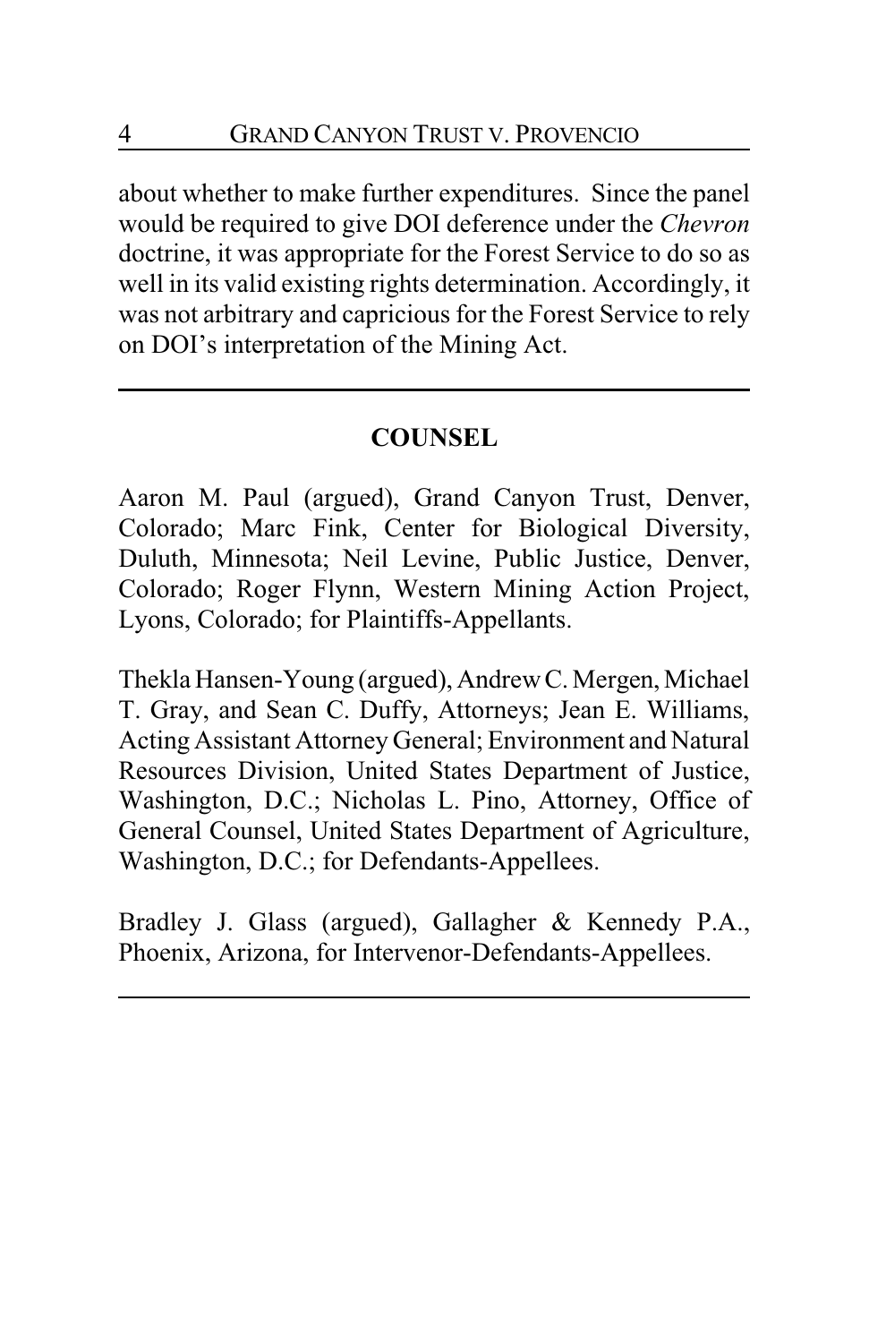about whether to make further expenditures. Since the panel would be required to give DOI deference under the *Chevron* doctrine, it was appropriate for the Forest Service to do so as well in its valid existing rights determination. Accordingly, it was not arbitrary and capricious for the Forest Service to rely on DOI's interpretation of the Mining Act.

---

## COUNSEL

Aaron M. Paul (argued), Grand Canyon Trust, Denver, Colorado; Marc Fink, Center for Biological Diversity, Duluth, Minnesota; Neil Levine, Public Justice, Denver, Colorado; Roger Flynn, Western Mining Action Project, Lyons, Colorado; for Plaintiffs-Appellants.

Thekla Hansen-Young (argued), Andrew C. Mergen, Michael T. Gray, and Sean C. Duffy, Attorneys; Jean E. Williams, Acting Assistant Attorney General; Environment and Natural Resources Division, United States Department of Justice, Washington, D.C.; Nicholas L. Pino, Attorney, Office of General Counsel, United States Department of Agriculture, Washington, D.C.; for Defendants-Appellees.

Bradley J. Glass (argued), Gallagher & Kennedy P.A., Phoenix, Arizona, for Intervenor-Defendants-Appellees.

---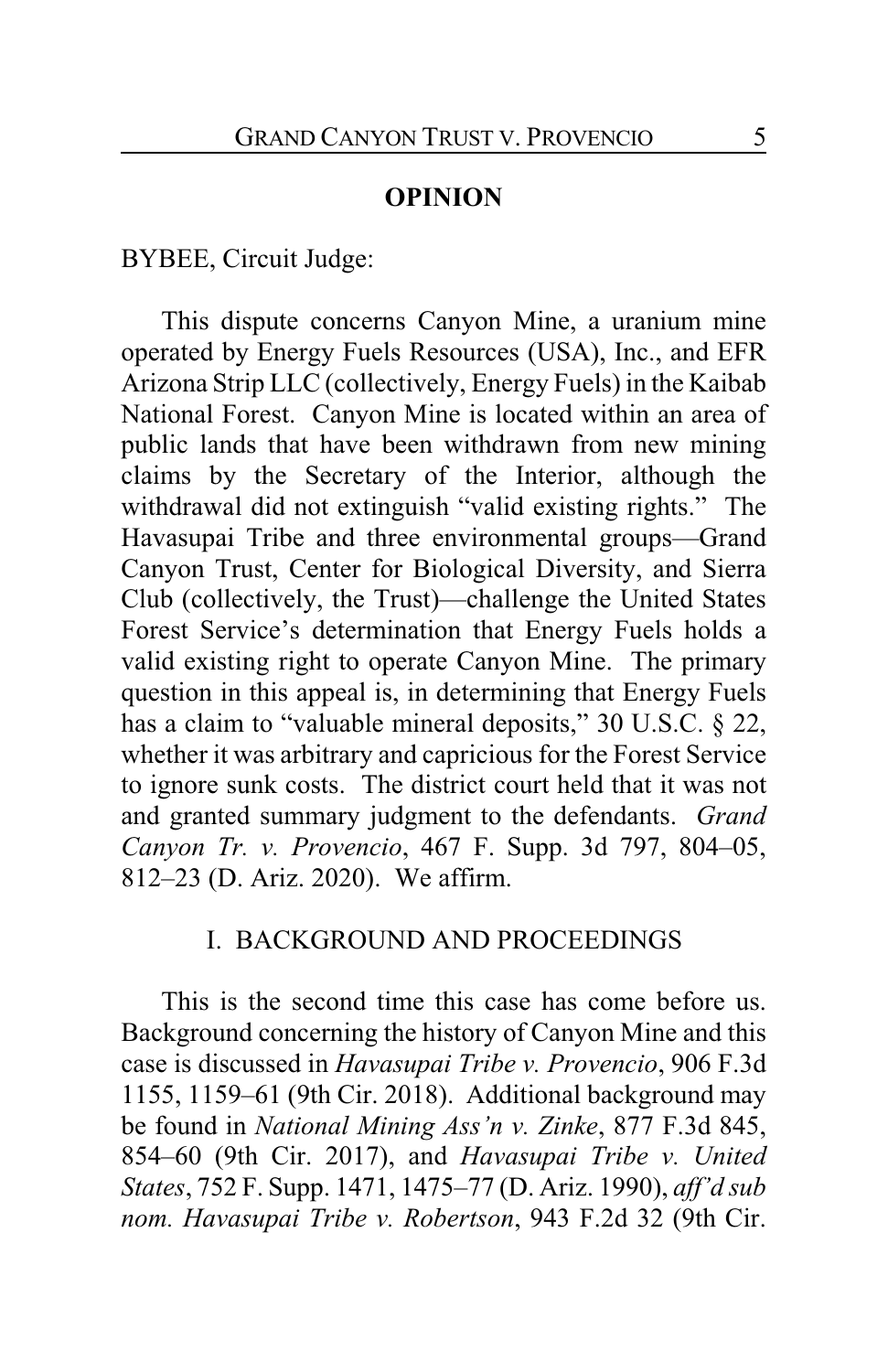**OPINION**

BYBEE, Circuit Judge:

This dispute concerns Canyon Mine, a uranium mine operated by Energy Fuels Resources (USA), Inc., and EFR Arizona Strip LLC (collectively, Energy Fuels) in the Kaibab National Forest. Canyon Mine is located within an area of public lands that have been withdrawn from new mining claims by the Secretary of the Interior, although the withdrawal did not extinguish "valid existing rights." The Havasupai Tribe and three environmental groups—Grand Canyon Trust, Center for Biological Diversity, and Sierra Club (collectively, the Trust)—challenge the United States Forest Service's determination that Energy Fuels holds a valid existing right to operate Canyon Mine. The primary question in this appeal is, in determining that Energy Fuels has a claim to "valuable mineral deposits," 30 U.S.C. § 22, whether it was arbitrary and capricious for the Forest Service to ignore sunk costs. The district court held that it was not and granted summary judgment to the defendants. *Grand Canyon Tr. v. Provencio*, 467 F. Supp. 3d 797, 804–05, 812–23 (D. Ariz. 2020). We affirm.

## I. BACKGROUND AND PROCEEDINGS

This is the second time this case has come before us. Background concerning the history of Canyon Mine and this case is discussed in *Havasupai Tribe v. Provencio*, 906 F.3d 1155, 1159–61 (9th Cir. 2018). Additional background may be found in *National Mining Ass'n v. Zinke*, 877 F.3d 845, 854–60 (9th Cir. 2017), and *Havasupai Tribe v. United States*, 752 F. Supp. 1471, 1475–77 (D. Ariz. 1990), *aff'd sub nom. Havasupai Tribe v. Robertson*, 943 F.2d 32 (9th Cir.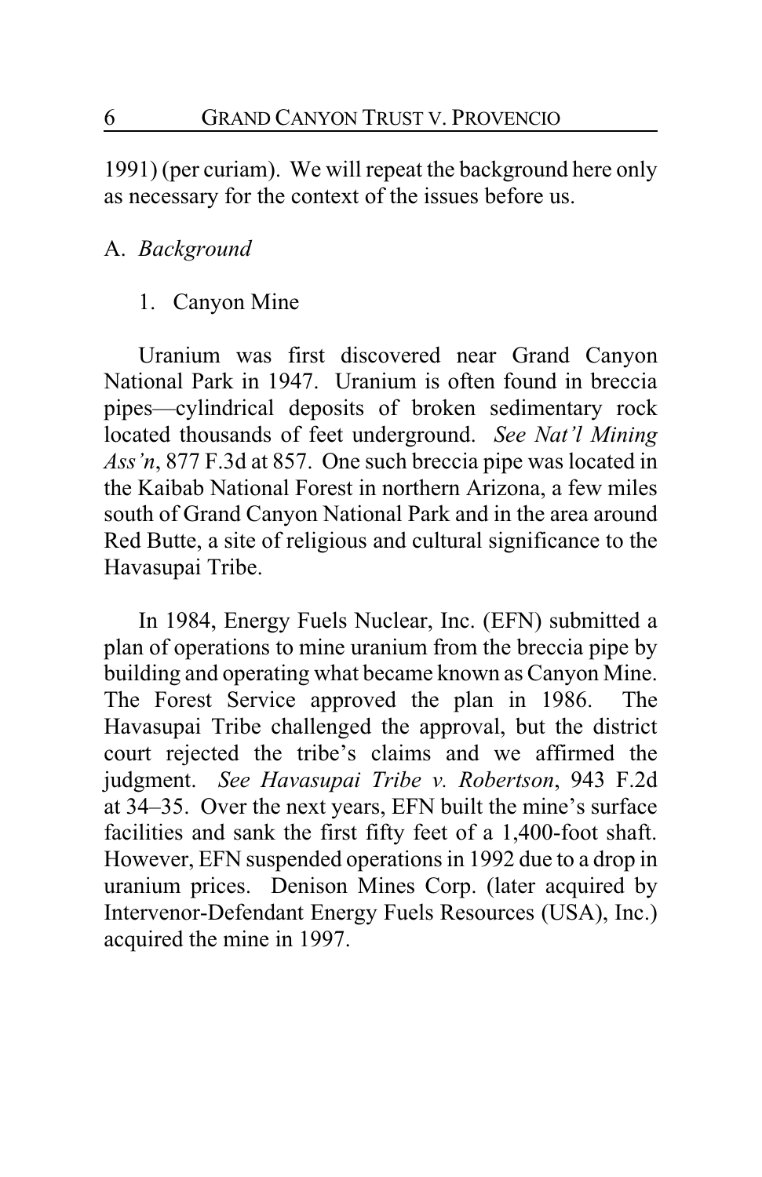1991) (per curiam). We will repeat the background here only as necessary for the context of the issues before us.

## A. *Background*

### 1. Canyon Mine

Uranium was first discovered near Grand Canyon National Park in 1947. Uranium is often found in breccia pipes—cylindrical deposits of broken sedimentary rock located thousands of feet underground. *See Nat'l Mining Ass'n*, 877 F.3d at 857. One such breccia pipe was located in the Kaibab National Forest in northern Arizona, a few miles south of Grand Canyon National Park and in the area around Red Butte, a site of religious and cultural significance to the Havasupai Tribe.

In 1984, Energy Fuels Nuclear, Inc. (EFN) submitted a plan of operations to mine uranium from the breccia pipe by building and operating what became known as Canyon Mine. The Forest Service approved the plan in 1986. The Havasupai Tribe challenged the approval, but the district court rejected the tribe's claims and we affirmed the judgment. *See Havasupai Tribe v. Robertson*, 943 F.2d at 34–35. Over the next years, EFN built the mine's surface facilities and sank the first fifty feet of a 1,400-foot shaft. However, EFN suspended operations in 1992 due to a drop in uranium prices. Denison Mines Corp. (later acquired by Intervenor-Defendant Energy Fuels Resources (USA), Inc.) acquired the mine in 1997.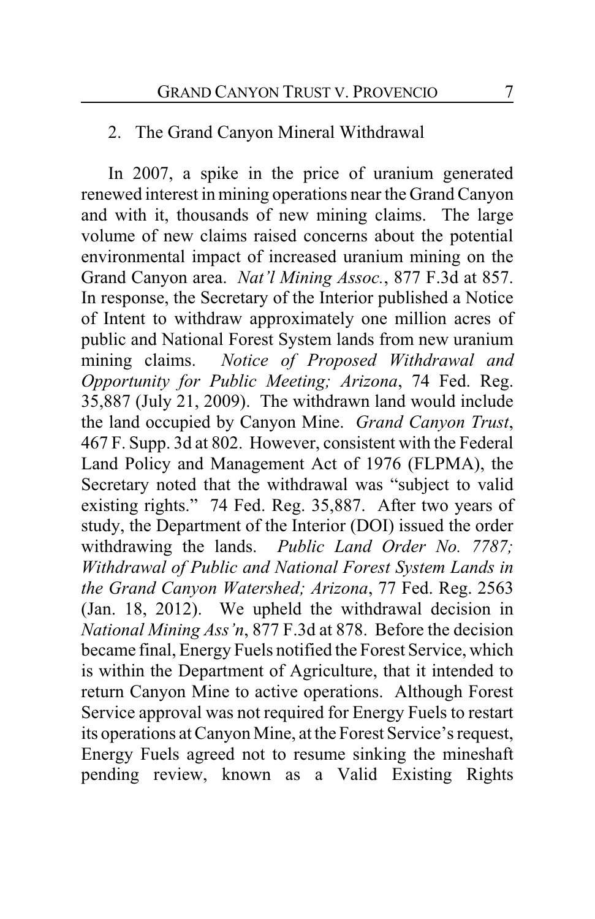### 2. The Grand Canyon Mineral Withdrawal

In 2007, a spike in the price of uranium generated renewed interest in mining operations near the Grand Canyon and with it, thousands of new mining claims. The large volume of new claims raised concerns about the potential environmental impact of increased uranium mining on the Grand Canyon area. *Nat'l Mining Assoc.*, 877 F.3d at 857. In response, the Secretary of the Interior published a Notice of Intent to withdraw approximately one million acres of public and National Forest System lands from new uranium mining claims. *Notice of Proposed Withdrawal and Opportunity for Public Meeting; Arizona*, 74 Fed. Reg. 35,887 (July 21, 2009). The withdrawn land would include the land occupied by Canyon Mine. *Grand Canyon Trust*, 467 F. Supp. 3d at 802. However, consistent with the Federal Land Policy and Management Act of 1976 (FLPMA), the Secretary noted that the withdrawal was "subject to valid existing rights." 74 Fed. Reg. 35,887. After two years of study, the Department of the Interior (DOI) issued the order withdrawing the lands. *Public Land Order No. 7787; Withdrawal of Public and National Forest System Lands in the Grand Canyon Watershed; Arizona*, 77 Fed. Reg. 2563 (Jan. 18, 2012). We upheld the withdrawal decision in *National Mining Ass'n*, 877 F.3d at 878. Before the decision became final, Energy Fuels notified the Forest Service, which is within the Department of Agriculture, that it intended to return Canyon Mine to active operations. Although Forest Service approval was not required for Energy Fuels to restart its operations at Canyon Mine, at the Forest Service's request, Energy Fuels agreed not to resume sinking the mineshaft pending review, known as a Valid Existing Rights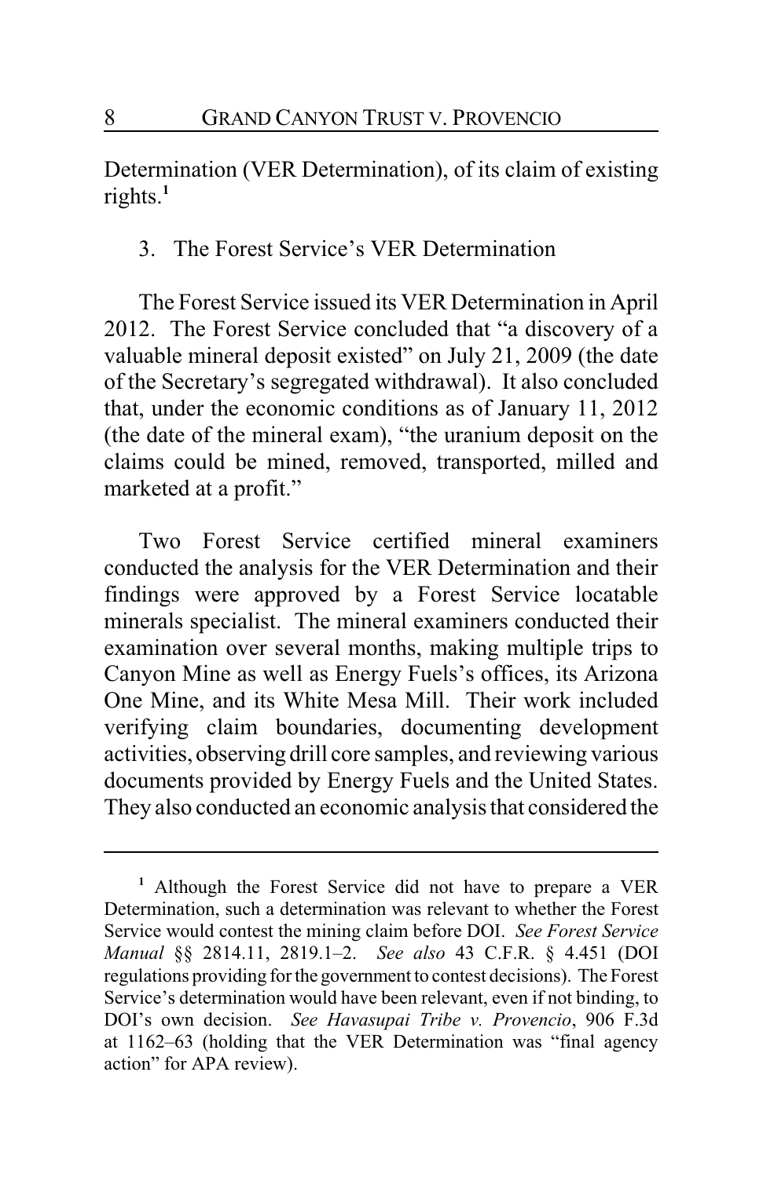Determination (VER Determination), of its claim of existing rights.[1]

3. The Forest Service's VER Determination

The Forest Service issued its VER Determination in April 2012. The Forest Service concluded that "a discovery of a valuable mineral deposit existed" on July 21, 2009 (the date of the Secretary's segregated withdrawal). It also concluded that, under the economic conditions as of January 11, 2012 (the date of the mineral exam), "the uranium deposit on the claims could be mined, removed, transported, milled and marketed at a profit."

Two Forest Service certified mineral examiners conducted the analysis for the VER Determination and their findings were approved by a Forest Service locatable minerals specialist. The mineral examiners conducted their examination over several months, making multiple trips to Canyon Mine as well as Energy Fuels's offices, its Arizona One Mine, and its White Mesa Mill. Their work included verifying claim boundaries, documenting development activities, observing drill core samples, and reviewing various documents provided by Energy Fuels and the United States. They also conducted an economic analysis that considered the

---

[1] Although the Forest Service did not have to prepare a VER Determination, such a determination was relevant to whether the Forest Service would contest the mining claim before DOI. *See Forest Service Manual* §§ 2814.11, 2819.1–2. *See also* 43 C.F.R. § 4.451 (DOI regulations providing for the government to contest decisions). The Forest Service's determination would have been relevant, even if not binding, to DOI's own decision. *See Havasupai Tribe v. Provencio*, 906 F.3d at 1162–63 (holding that the VER Determination was "final agency action" for APA review).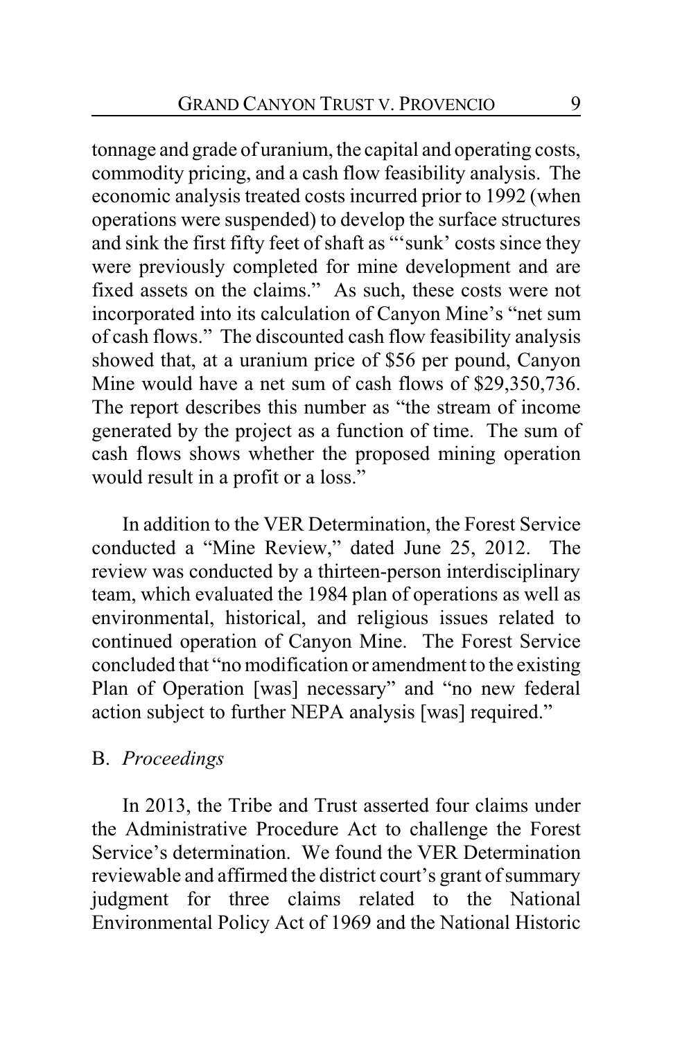tonnage and grade of uranium, the capital and operating costs, commodity pricing, and a cash flow feasibility analysis. The economic analysis treated costs incurred prior to 1992 (when operations were suspended) to develop the surface structures and sink the first fifty feet of shaft as "'sunk' costs since they were previously completed for mine development and are fixed assets on the claims." As such, these costs were not incorporated into its calculation of Canyon Mine's "net sum of cash flows." The discounted cash flow feasibility analysis showed that, at a uranium price of $56 per pound, Canyon Mine would have a net sum of cash flows of $29,350,736. The report describes this number as "the stream of income generated by the project as a function of time. The sum of cash flows shows whether the proposed mining operation would result in a profit or a loss."

In addition to the VER Determination, the Forest Service conducted a "Mine Review," dated June 25, 2012. The review was conducted by a thirteen-person interdisciplinary team, which evaluated the 1984 plan of operations as well as environmental, historical, and religious issues related to continued operation of Canyon Mine. The Forest Service concluded that "no modification or amendment to the existing Plan of Operation [was] necessary" and "no new federal action subject to further NEPA analysis [was] required."

### B. *Proceedings*

In 2013, the Tribe and Trust asserted four claims under the Administrative Procedure Act to challenge the Forest Service's determination. We found the VER Determination reviewable and affirmed the district court's grant of summary judgment for three claims related to the National Environmental Policy Act of 1969 and the National Historic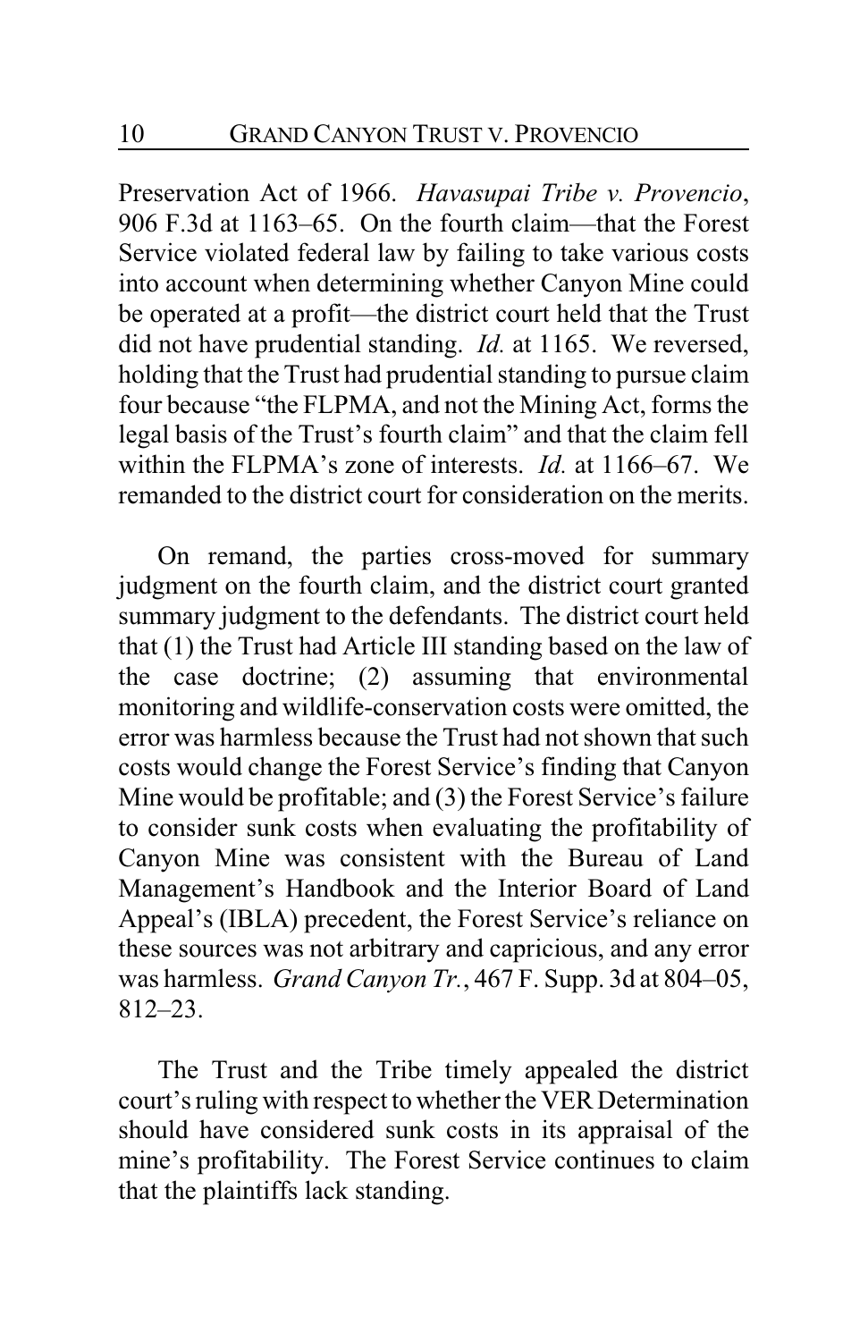Preservation Act of 1966. *Havasupai Tribe v. Provencio*, 906 F.3d at 1163–65. On the fourth claim—that the Forest Service violated federal law by failing to take various costs into account when determining whether Canyon Mine could be operated at a profit—the district court held that the Trust did not have prudential standing. *Id.* at 1165. We reversed, holding that the Trust had prudential standing to pursue claim four because "the FLPMA, and not the Mining Act, forms the legal basis of the Trust's fourth claim" and that the claim fell within the FLPMA's zone of interests. *Id.* at 1166–67. We remanded to the district court for consideration on the merits.

On remand, the parties cross-moved for summary judgment on the fourth claim, and the district court granted summary judgment to the defendants. The district court held that (1) the Trust had Article III standing based on the law of the case doctrine; (2) assuming that environmental monitoring and wildlife-conservation costs were omitted, the error was harmless because the Trust had not shown that such costs would change the Forest Service's finding that Canyon Mine would be profitable; and (3) the Forest Service's failure to consider sunk costs when evaluating the profitability of Canyon Mine was consistent with the Bureau of Land Management's Handbook and the Interior Board of Land Appeal's (IBLA) precedent, the Forest Service's reliance on these sources was not arbitrary and capricious, and any error was harmless. *Grand Canyon Tr.*, 467 F. Supp. 3d at 804–05, 812–23.

The Trust and the Tribe timely appealed the district court's ruling with respect to whether the VER Determination should have considered sunk costs in its appraisal of the mine's profitability. The Forest Service continues to claim that the plaintiffs lack standing.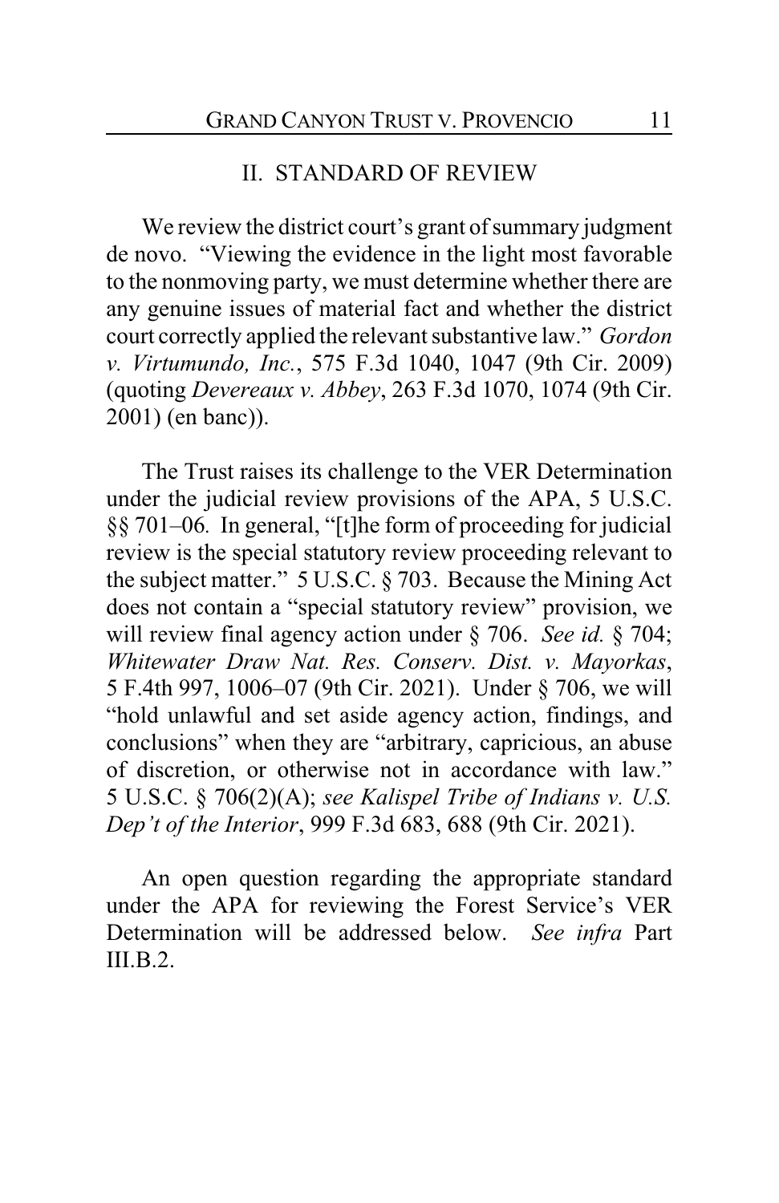## II. STANDARD OF REVIEW

We review the district court's grant of summary judgment de novo. "Viewing the evidence in the light most favorable to the nonmoving party, we must determine whether there are any genuine issues of material fact and whether the district court correctly applied the relevant substantive law." *Gordon v. Virtumundo, Inc.*, 575 F.3d 1040, 1047 (9th Cir. 2009) (quoting *Devereaux v. Abbey*, 263 F.3d 1070, 1074 (9th Cir. 2001) (en banc)).

The Trust raises its challenge to the VER Determination under the judicial review provisions of the APA, 5 U.S.C. §§ 701–06. In general, "[t]he form of proceeding for judicial review is the special statutory review proceeding relevant to the subject matter." 5 U.S.C. § 703. Because the Mining Act does not contain a "special statutory review" provision, we will review final agency action under § 706. *See id.* § 704; *Whitewater Draw Nat. Res. Conserv. Dist. v. Mayorkas*, 5 F.4th 997, 1006–07 (9th Cir. 2021). Under § 706, we will "hold unlawful and set aside agency action, findings, and conclusions" when they are "arbitrary, capricious, an abuse of discretion, or otherwise not in accordance with law." 5 U.S.C. § 706(2)(A); *see Kalispel Tribe of Indians v. U.S. Dep't of the Interior*, 999 F.3d 683, 688 (9th Cir. 2021).

An open question regarding the appropriate standard under the APA for reviewing the Forest Service's VER Determination will be addressed below. *See infra* Part III.B.2.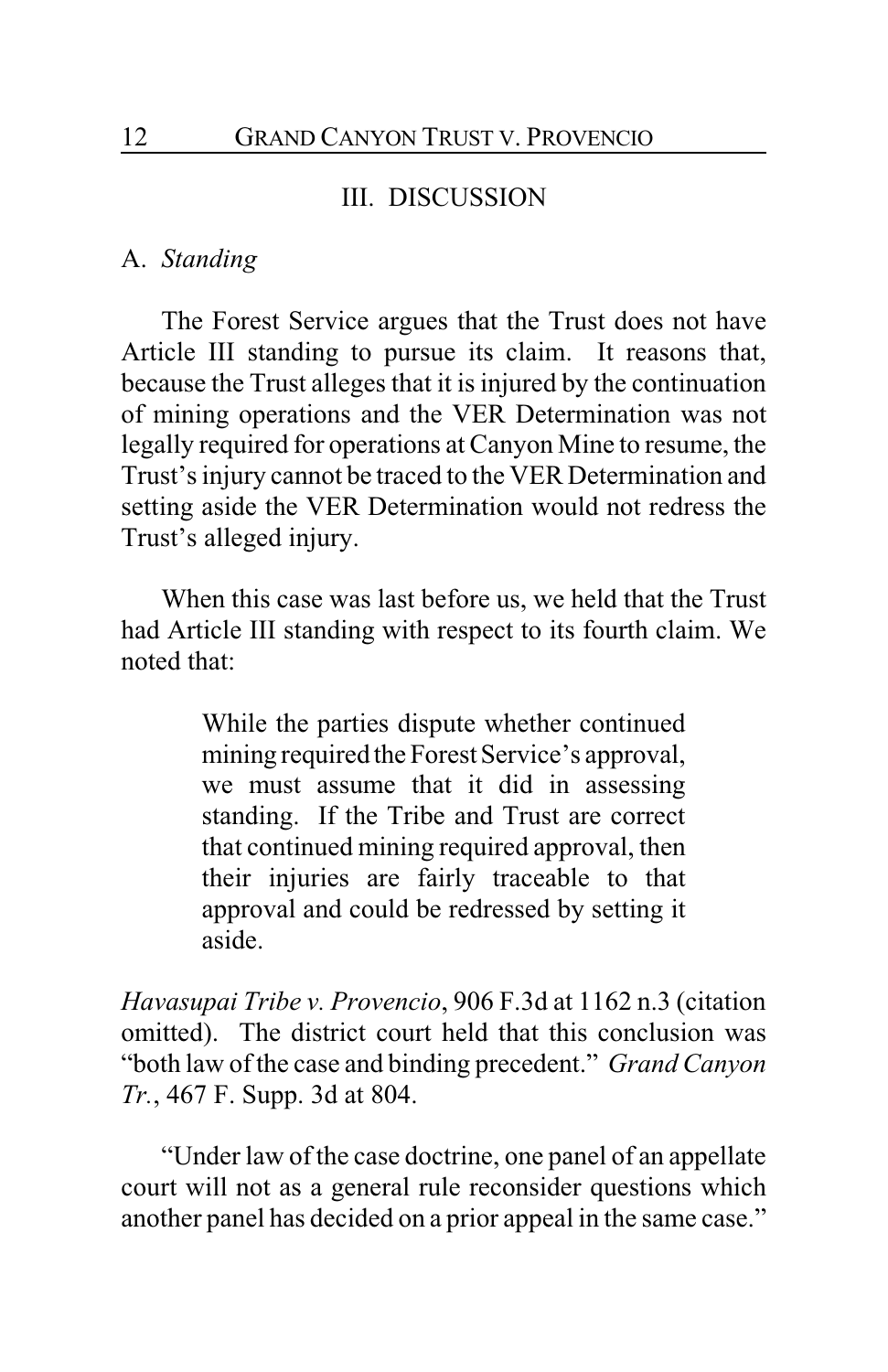## III. DISCUSSION

### A. *Standing*

The Forest Service argues that the Trust does not have Article III standing to pursue its claim. It reasons that, because the Trust alleges that it is injured by the continuation of mining operations and the VER Determination was not legally required for operations at Canyon Mine to resume, the Trust's injury cannot be traced to the VER Determination and setting aside the VER Determination would not redress the Trust's alleged injury.

When this case was last before us, we held that the Trust had Article III standing with respect to its fourth claim. We noted that:

> While the parties dispute whether continued mining required the Forest Service's approval, we must assume that it did in assessing standing. If the Tribe and Trust are correct that continued mining required approval, then their injuries are fairly traceable to that approval and could be redressed by setting it aside.

*Havasupai Tribe v. Provencio*, 906 F.3d at 1162 n.3 (citation omitted). The district court held that this conclusion was "both law of the case and binding precedent." *Grand Canyon Tr.*, 467 F. Supp. 3d at 804.

"Under law of the case doctrine, one panel of an appellate court will not as a general rule reconsider questions which another panel has decided on a prior appeal in the same case."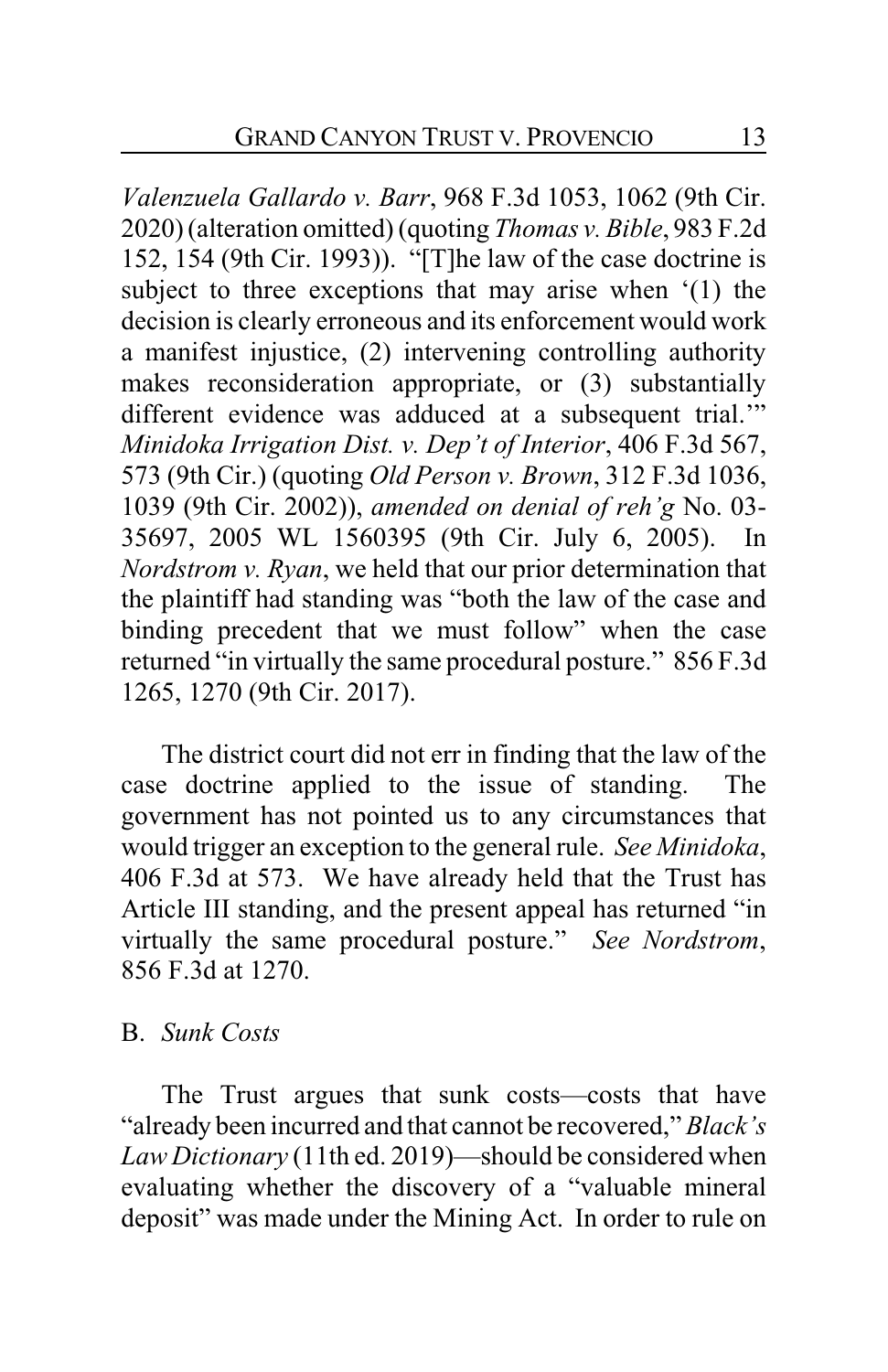*Valenzuela Gallardo v. Barr*, 968 F.3d 1053, 1062 (9th Cir. 2020) (alteration omitted) (quoting *Thomas v. Bible*, 983 F.2d 152, 154 (9th Cir. 1993)). "[T]he law of the case doctrine is subject to three exceptions that may arise when '(1) the decision is clearly erroneous and its enforcement would work a manifest injustice, (2) intervening controlling authority makes reconsideration appropriate, or (3) substantially different evidence was adduced at a subsequent trial.'" *Minidoka Irrigation Dist. v. Dep't of Interior*, 406 F.3d 567, 573 (9th Cir.) (quoting *Old Person v. Brown*, 312 F.3d 1036, 1039 (9th Cir. 2002)), *amended on denial of reh'g* No. 03-35697, 2005 WL 1560395 (9th Cir. July 6, 2005). In *Nordstrom v. Ryan*, we held that our prior determination that the plaintiff had standing was "both the law of the case and binding precedent that we must follow" when the case returned "in virtually the same procedural posture." 856 F.3d 1265, 1270 (9th Cir. 2017).

The district court did not err in finding that the law of the case doctrine applied to the issue of standing. The government has not pointed us to any circumstances that would trigger an exception to the general rule. *See Minidoka*, 406 F.3d at 573. We have already held that the Trust has Article III standing, and the present appeal has returned "in virtually the same procedural posture." *See Nordstrom*, 856 F.3d at 1270.

B. *Sunk Costs*

The Trust argues that sunk costs—costs that have "already been incurred and that cannot be recovered," *Black's Law Dictionary* (11th ed. 2019)—should be considered when evaluating whether the discovery of a "valuable mineral deposit" was made under the Mining Act. In order to rule on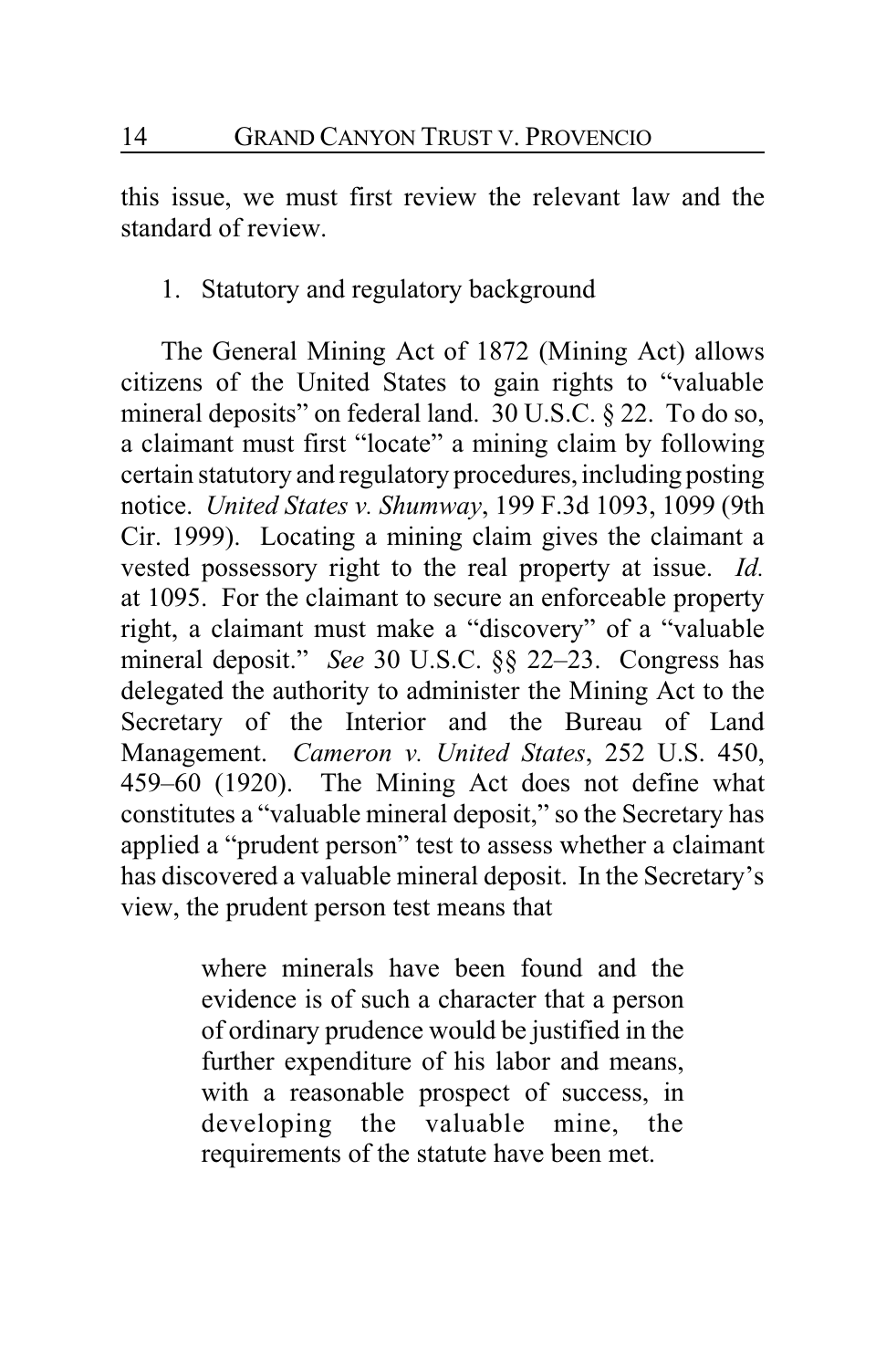this issue, we must first review the relevant law and the standard of review.

1. Statutory and regulatory background

The General Mining Act of 1872 (Mining Act) allows citizens of the United States to gain rights to "valuable mineral deposits" on federal land. 30 U.S.C. § 22. To do so, a claimant must first "locate" a mining claim by following certain statutory and regulatory procedures, including posting notice. *United States v. Shumway*, 199 F.3d 1093, 1099 (9th Cir. 1999). Locating a mining claim gives the claimant a vested possessory right to the real property at issue. *Id.* at 1095. For the claimant to secure an enforceable property right, a claimant must make a "discovery" of a "valuable mineral deposit." *See* 30 U.S.C. §§ 22–23. Congress has delegated the authority to administer the Mining Act to the Secretary of the Interior and the Bureau of Land Management. *Cameron v. United States*, 252 U.S. 450, 459–60 (1920). The Mining Act does not define what constitutes a "valuable mineral deposit," so the Secretary has applied a "prudent person" test to assess whether a claimant has discovered a valuable mineral deposit. In the Secretary's view, the prudent person test means that

> where minerals have been found and the evidence is of such a character that a person of ordinary prudence would be justified in the further expenditure of his labor and means, with a reasonable prospect of success, in developing the valuable mine, the requirements of the statute have been met.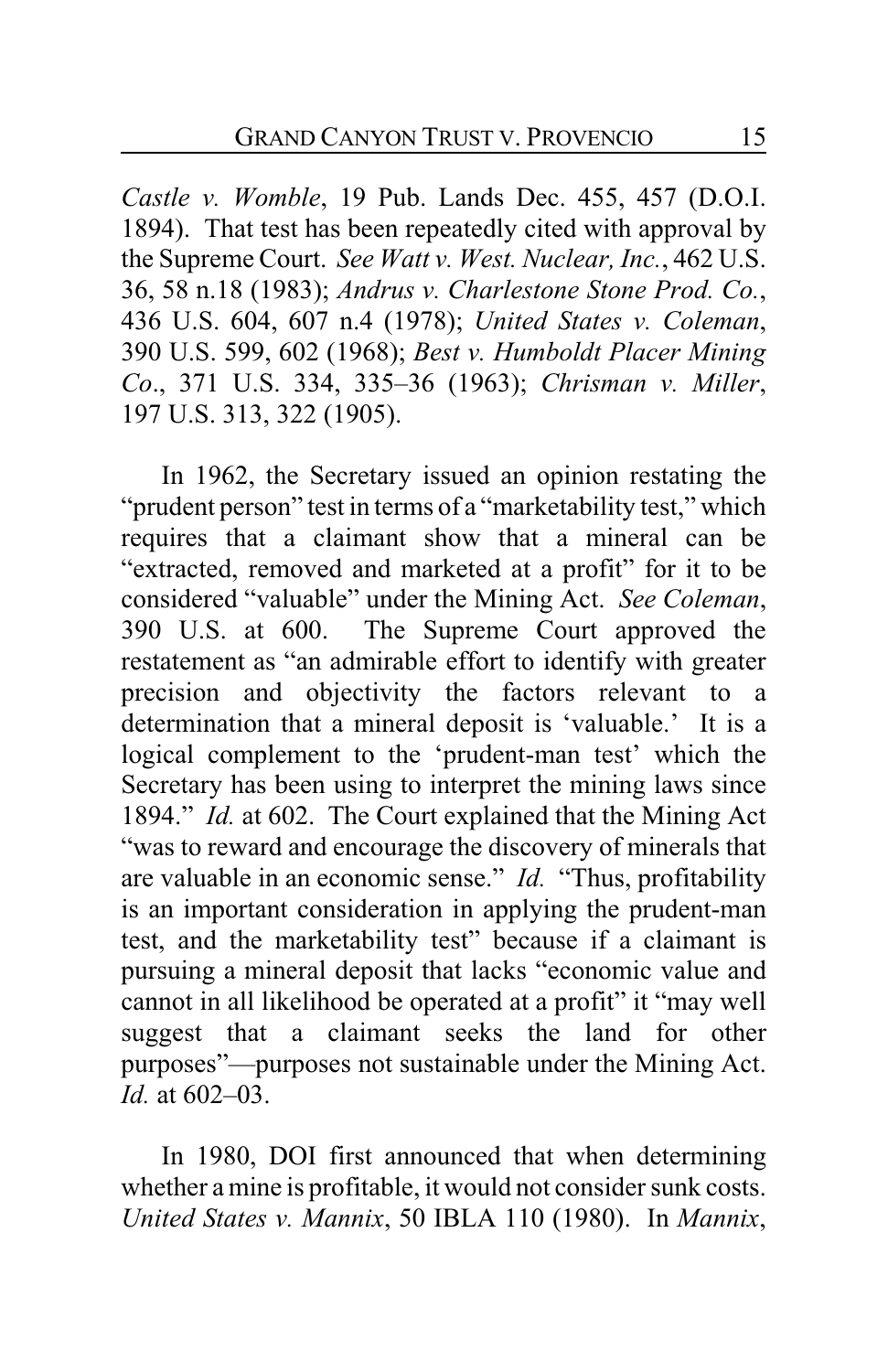*Castle v. Womble*, 19 Pub. Lands Dec. 455, 457 (D.O.I. 1894). That test has been repeatedly cited with approval by the Supreme Court. *See Watt v. West. Nuclear, Inc.*, 462 U.S. 36, 58 n.18 (1983); *Andrus v. Charlestone Stone Prod. Co.*, 436 U.S. 604, 607 n.4 (1978); *United States v. Coleman*, 390 U.S. 599, 602 (1968); *Best v. Humboldt Placer Mining Co*., 371 U.S. 334, 335–36 (1963); *Chrisman v. Miller*, 197 U.S. 313, 322 (1905).

In 1962, the Secretary issued an opinion restating the "prudent person" test in terms of a "marketability test," which requires that a claimant show that a mineral can be "extracted, removed and marketed at a profit" for it to be considered "valuable" under the Mining Act. *See Coleman*, 390 U.S. at 600. The Supreme Court approved the restatement as "an admirable effort to identify with greater precision and objectivity the factors relevant to a determination that a mineral deposit is 'valuable.' It is a logical complement to the 'prudent-man test' which the Secretary has been using to interpret the mining laws since 1894." *Id.* at 602. The Court explained that the Mining Act "was to reward and encourage the discovery of minerals that are valuable in an economic sense." *Id.* "Thus, profitability is an important consideration in applying the prudent-man test, and the marketability test" because if a claimant is pursuing a mineral deposit that lacks "economic value and cannot in all likelihood be operated at a profit" it "may well suggest that a claimant seeks the land for other purposes"—purposes not sustainable under the Mining Act. *Id.* at 602–03.

In 1980, DOI first announced that when determining whether a mine is profitable, it would not consider sunk costs. *United States v. Mannix*, 50 IBLA 110 (1980). In *Mannix*,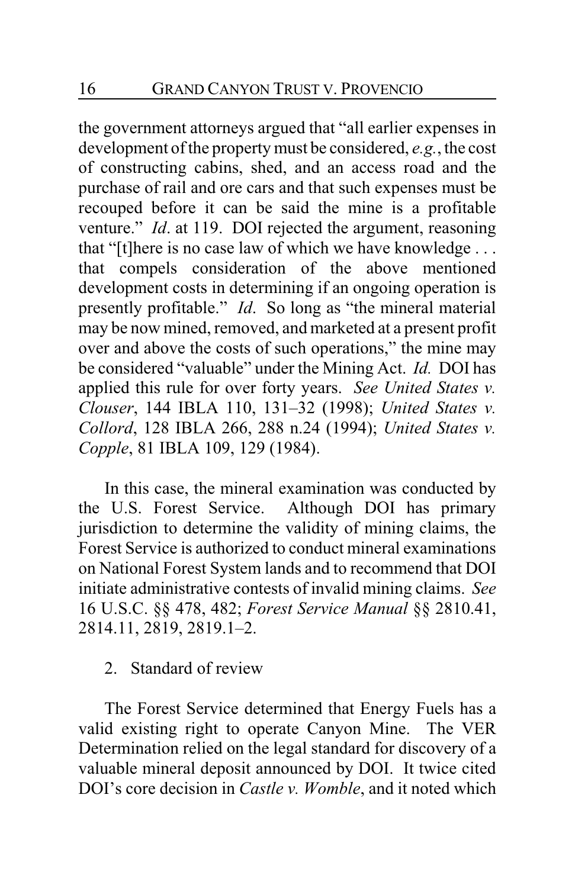the government attorneys argued that "all earlier expenses in development of the property must be considered, *e.g.*, the cost of constructing cabins, shed, and an access road and the purchase of rail and ore cars and that such expenses must be recouped before it can be said the mine is a profitable venture." *Id*. at 119. DOI rejected the argument, reasoning that "[t]here is no case law of which we have knowledge . . . that compels consideration of the above mentioned development costs in determining if an ongoing operation is presently profitable." *Id*. So long as "the mineral material may be now mined, removed, and marketed at a present profit over and above the costs of such operations," the mine may be considered "valuable" under the Mining Act. *Id.* DOI has applied this rule for over forty years. *See United States v. Clouser*, 144 IBLA 110, 131–32 (1998); *United States v. Collord*, 128 IBLA 266, 288 n.24 (1994); *United States v. Copple*, 81 IBLA 109, 129 (1984).

In this case, the mineral examination was conducted by the U.S. Forest Service. Although DOI has primary jurisdiction to determine the validity of mining claims, the Forest Service is authorized to conduct mineral examinations on National Forest System lands and to recommend that DOI initiate administrative contests of invalid mining claims. *See* 16 U.S.C. §§ 478, 482; *Forest Service Manual* §§ 2810.41, 2814.11, 2819, 2819.1–2.

2. Standard of review

The Forest Service determined that Energy Fuels has a valid existing right to operate Canyon Mine. The VER Determination relied on the legal standard for discovery of a valuable mineral deposit announced by DOI. It twice cited DOI's core decision in *Castle v. Womble*, and it noted which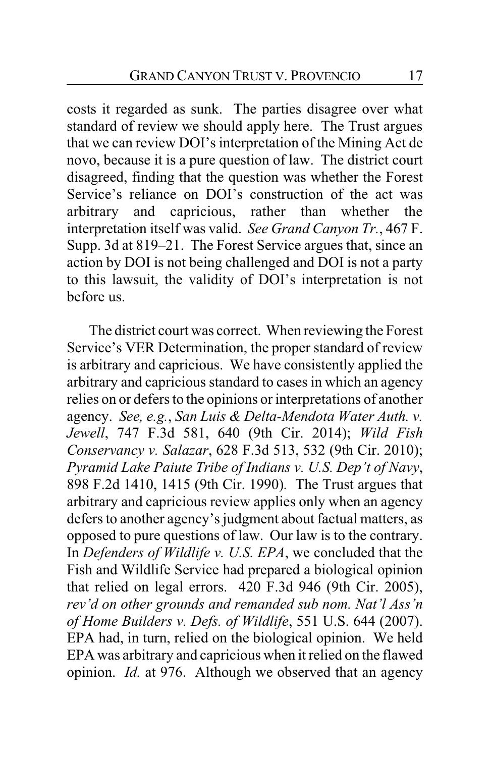costs it regarded as sunk. The parties disagree over what standard of review we should apply here. The Trust argues that we can review DOI's interpretation of the Mining Act de novo, because it is a pure question of law. The district court disagreed, finding that the question was whether the Forest Service's reliance on DOI's construction of the act was arbitrary and capricious, rather than whether the interpretation itself was valid. *See Grand Canyon Tr.*, 467 F. Supp. 3d at 819–21. The Forest Service argues that, since an action by DOI is not being challenged and DOI is not a party to this lawsuit, the validity of DOI's interpretation is not before us.

The district court was correct. When reviewing the Forest Service's VER Determination, the proper standard of review is arbitrary and capricious. We have consistently applied the arbitrary and capricious standard to cases in which an agency relies on or defers to the opinions or interpretations of another agency. *See, e.g.*, *San Luis & Delta-Mendota Water Auth. v. Jewell*, 747 F.3d 581, 640 (9th Cir. 2014); *Wild Fish Conservancy v. Salazar*, 628 F.3d 513, 532 (9th Cir. 2010); *Pyramid Lake Paiute Tribe of Indians v. U.S. Dep't of Navy*, 898 F.2d 1410, 1415 (9th Cir. 1990). The Trust argues that arbitrary and capricious review applies only when an agency defers to another agency's judgment about factual matters, as opposed to pure questions of law. Our law is to the contrary. In *Defenders of Wildlife v. U.S. EPA*, we concluded that the Fish and Wildlife Service had prepared a biological opinion that relied on legal errors. 420 F.3d 946 (9th Cir. 2005), *rev'd on other grounds and remanded sub nom. Nat'l Ass'n of Home Builders v. Defs. of Wildlife*, 551 U.S. 644 (2007). EPA had, in turn, relied on the biological opinion. We held EPA was arbitrary and capricious when it relied on the flawed opinion. *Id.* at 976. Although we observed that an agency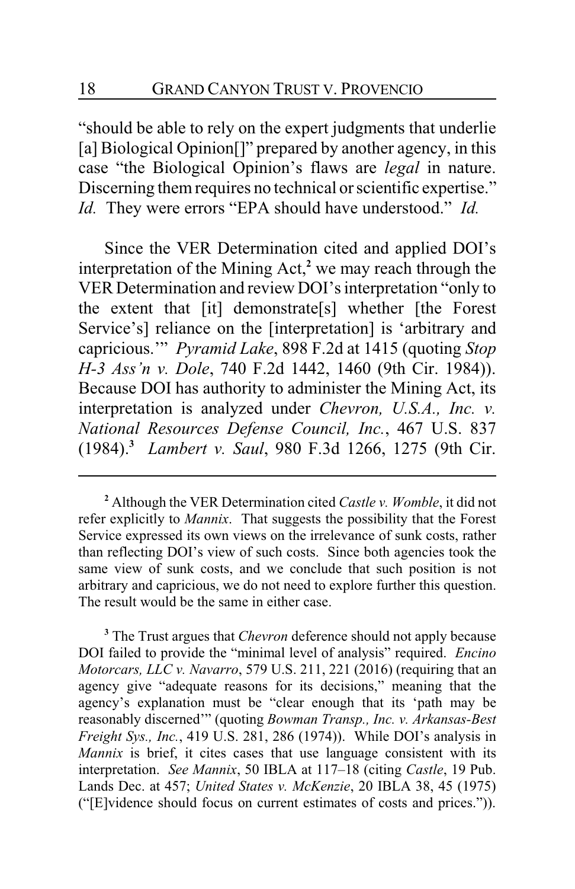"should be able to rely on the expert judgments that underlie [a] Biological Opinion[]" prepared by another agency, in this case "the Biological Opinion's flaws are *legal* in nature. Discerning them requires no technical or scientific expertise." *Id.* They were errors "EPA should have understood." *Id.*

Since the VER Determination cited and applied DOI's interpretation of the Mining Act,[2] we may reach through the VER Determination and review DOI's interpretation "only to the extent that [it] demonstrate[s] whether [the Forest Service's] reliance on the [interpretation] is 'arbitrary and capricious.'" *Pyramid Lake*, 898 F.2d at 1415 (quoting *Stop H-3 Ass'n v. Dole*, 740 F.2d 1442, 1460 (9th Cir. 1984)). Because DOI has authority to administer the Mining Act, its interpretation is analyzed under *Chevron, U.S.A., Inc. v. National Resources Defense Council, Inc.*, 467 U.S. 837 (1984).[3] *Lambert v. Saul*, 980 F.3d 1266, 1275 (9th Cir.

---

[2] Although the VER Determination cited *Castle v. Womble*, it did not refer explicitly to *Mannix*. That suggests the possibility that the Forest Service expressed its own views on the irrelevance of sunk costs, rather than reflecting DOI's view of such costs. Since both agencies took the same view of sunk costs, and we conclude that such position is not arbitrary and capricious, we do not need to explore further this question. The result would be the same in either case.

[3] The Trust argues that *Chevron* deference should not apply because DOI failed to provide the "minimal level of analysis" required. *Encino Motorcars, LLC v. Navarro*, 579 U.S. 211, 221 (2016) (requiring that an agency give "adequate reasons for its decisions," meaning that the agency's explanation must be "clear enough that its 'path may be reasonably discerned'" (quoting *Bowman Transp., Inc. v. Arkansas-Best Freight Sys., Inc.*, 419 U.S. 281, 286 (1974)). While DOI's analysis in *Mannix* is brief, it cites cases that use language consistent with its interpretation. *See Mannix*, 50 IBLA at 117–18 (citing *Castle*, 19 Pub. Lands Dec. at 457; *United States v. McKenzie*, 20 IBLA 38, 45 (1975) ("[E]vidence should focus on current estimates of costs and prices.")).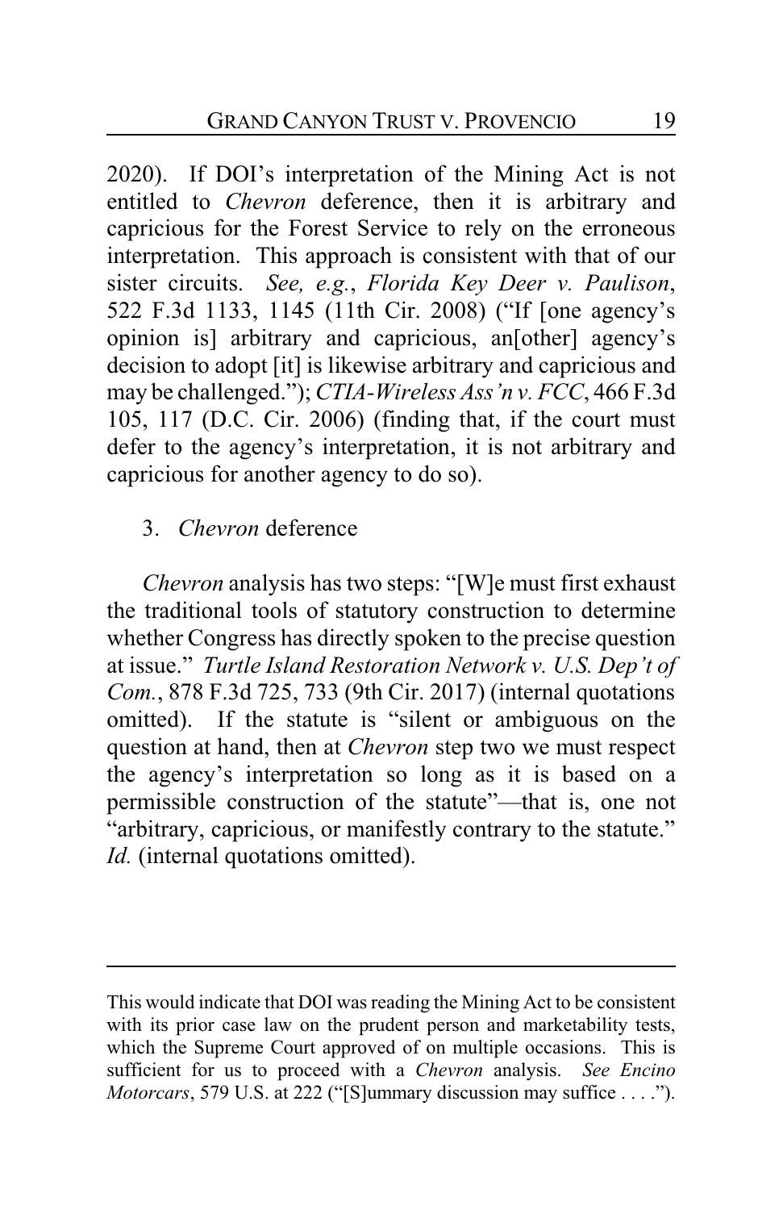2020). If DOI's interpretation of the Mining Act is not entitled to *Chevron* deference, then it is arbitrary and capricious for the Forest Service to rely on the erroneous interpretation. This approach is consistent with that of our sister circuits. *See, e.g.*, *Florida Key Deer v. Paulison*, 522 F.3d 1133, 1145 (11th Cir. 2008) ("If [one agency's opinion is] arbitrary and capricious, an[other] agency's decision to adopt [it] is likewise arbitrary and capricious and may be challenged."); *CTIA-Wireless Ass'n v. FCC*, 466 F.3d 105, 117 (D.C. Cir. 2006) (finding that, if the court must defer to the agency's interpretation, it is not arbitrary and capricious for another agency to do so).

### 3. *Chevron* deference

*Chevron* analysis has two steps: "[W]e must first exhaust the traditional tools of statutory construction to determine whether Congress has directly spoken to the precise question at issue." *Turtle Island Restoration Network v. U.S. Dep't of Com.*, 878 F.3d 725, 733 (9th Cir. 2017) (internal quotations omitted). If the statute is "silent or ambiguous on the question at hand, then at *Chevron* step two we must respect the agency's interpretation so long as it is based on a permissible construction of the statute"—that is, one not "arbitrary, capricious, or manifestly contrary to the statute." *Id.* (internal quotations omitted).

---

This would indicate that DOI was reading the Mining Act to be consistent with its prior case law on the prudent person and marketability tests, which the Supreme Court approved of on multiple occasions. This is sufficient for us to proceed with a *Chevron* analysis. *See Encino Motorcars*, 579 U.S. at 222 ("[S]ummary discussion may suffice . . . .").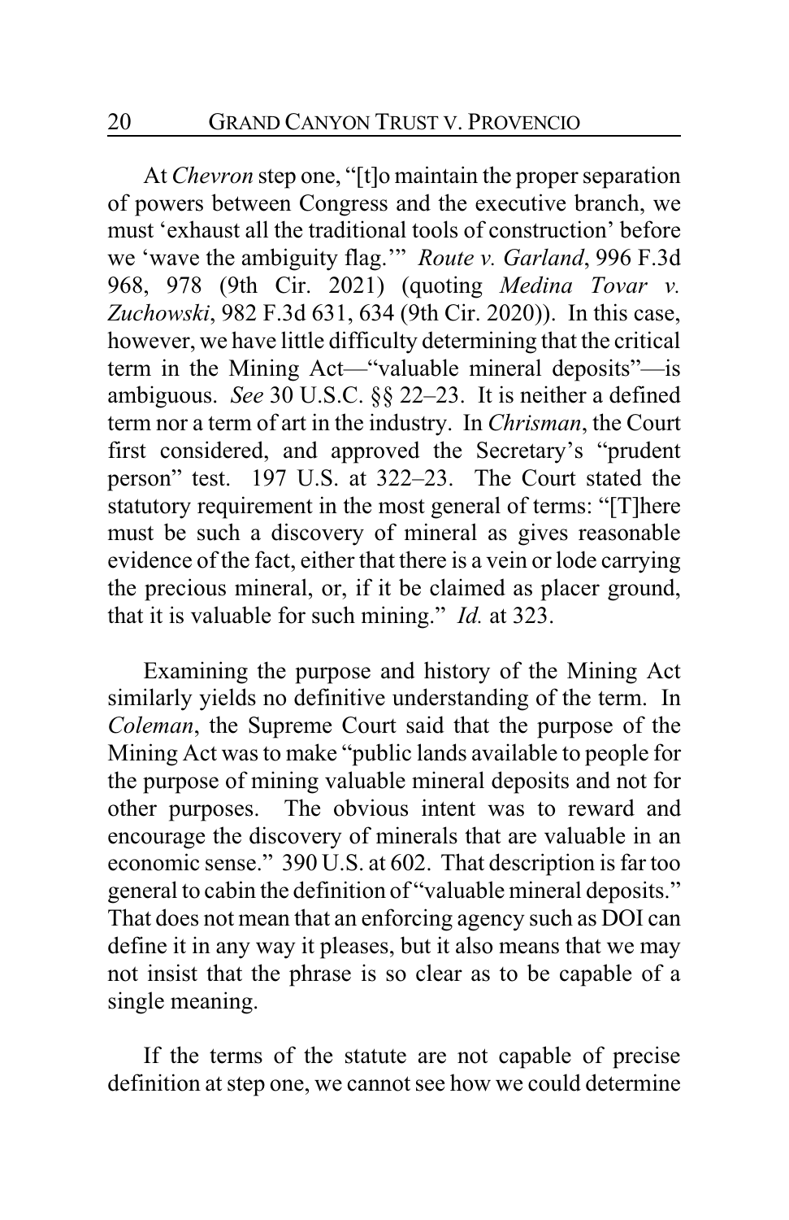At *Chevron* step one, "[t]o maintain the proper separation of powers between Congress and the executive branch, we must 'exhaust all the traditional tools of construction' before we 'wave the ambiguity flag.'" *Route v. Garland*, 996 F.3d 968, 978 (9th Cir. 2021) (quoting *Medina Tovar v. Zuchowski*, 982 F.3d 631, 634 (9th Cir. 2020)). In this case, however, we have little difficulty determining that the critical term in the Mining Act—"valuable mineral deposits"—is ambiguous. *See* 30 U.S.C. §§ 22–23. It is neither a defined term nor a term of art in the industry. In *Chrisman*, the Court first considered, and approved the Secretary's "prudent person" test. 197 U.S. at 322–23. The Court stated the statutory requirement in the most general of terms: "[T]here must be such a discovery of mineral as gives reasonable evidence of the fact, either that there is a vein or lode carrying the precious mineral, or, if it be claimed as placer ground, that it is valuable for such mining." *Id.* at 323.

Examining the purpose and history of the Mining Act similarly yields no definitive understanding of the term. In *Coleman*, the Supreme Court said that the purpose of the Mining Act was to make "public lands available to people for the purpose of mining valuable mineral deposits and not for other purposes. The obvious intent was to reward and encourage the discovery of minerals that are valuable in an economic sense." 390 U.S. at 602. That description is far too general to cabin the definition of "valuable mineral deposits." That does not mean that an enforcing agency such as DOI can define it in any way it pleases, but it also means that we may not insist that the phrase is so clear as to be capable of a single meaning.

If the terms of the statute are not capable of precise definition at step one, we cannot see how we could determine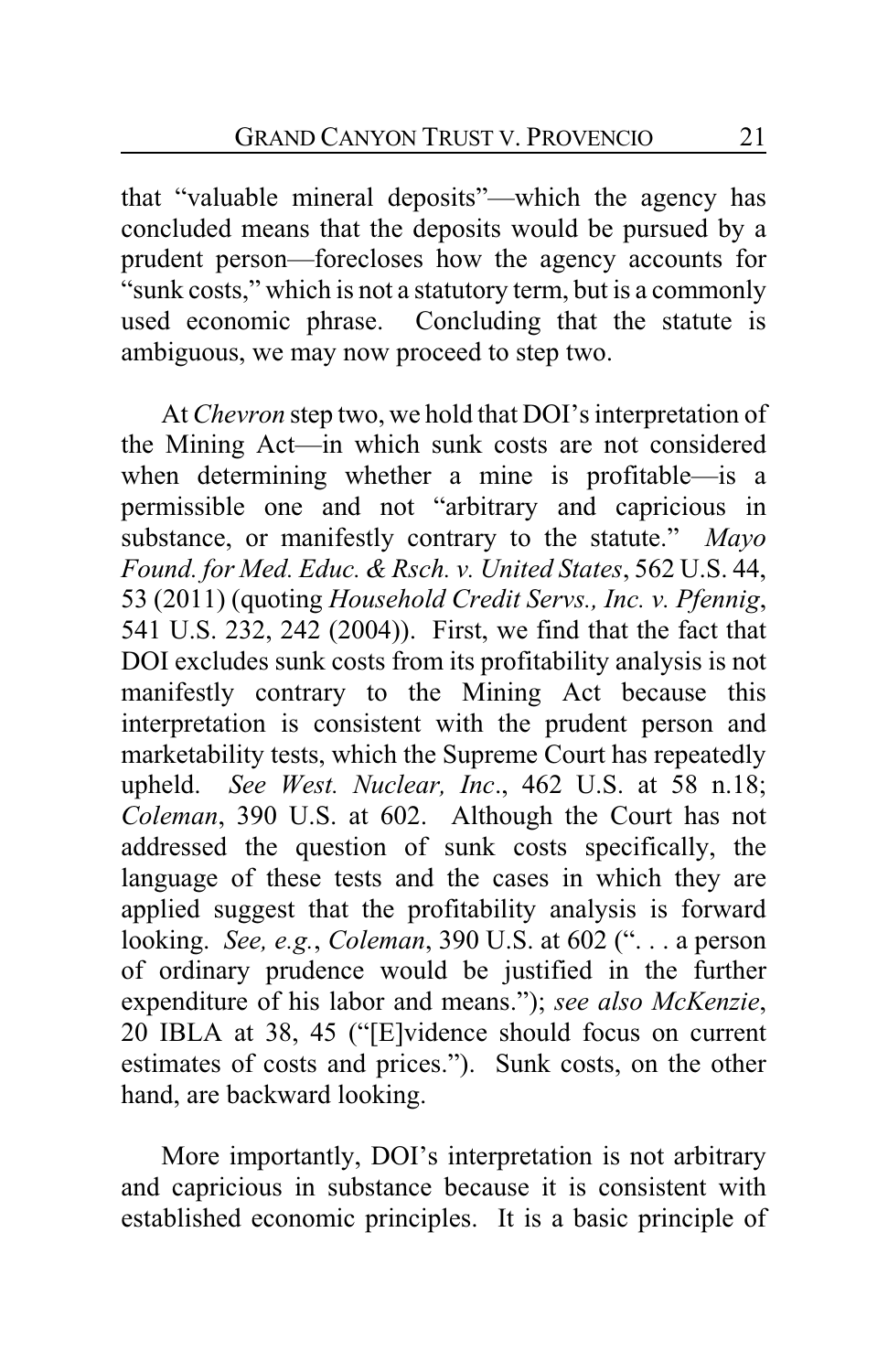that "valuable mineral deposits"—which the agency has concluded means that the deposits would be pursued by a prudent person—forecloses how the agency accounts for "sunk costs," which is not a statutory term, but is a commonly used economic phrase. Concluding that the statute is ambiguous, we may now proceed to step two.

At *Chevron* step two, we hold that DOI's interpretation of the Mining Act—in which sunk costs are not considered when determining whether a mine is profitable—is a permissible one and not "arbitrary and capricious in substance, or manifestly contrary to the statute." *Mayo Found. for Med. Educ. & Rsch. v. United States*, 562 U.S. 44, 53 (2011) (quoting *Household Credit Servs., Inc. v. Pfennig*, 541 U.S. 232, 242 (2004)). First, we find that the fact that DOI excludes sunk costs from its profitability analysis is not manifestly contrary to the Mining Act because this interpretation is consistent with the prudent person and marketability tests, which the Supreme Court has repeatedly upheld. *See West. Nuclear, Inc*., 462 U.S. at 58 n.18; *Coleman*, 390 U.S. at 602. Although the Court has not addressed the question of sunk costs specifically, the language of these tests and the cases in which they are applied suggest that the profitability analysis is forward looking. *See, e.g.*, *Coleman*, 390 U.S. at 602 (". . . a person of ordinary prudence would be justified in the further expenditure of his labor and means."); *see also McKenzie*, 20 IBLA at 38, 45 ("[E]vidence should focus on current estimates of costs and prices."). Sunk costs, on the other hand, are backward looking.

More importantly, DOI's interpretation is not arbitrary and capricious in substance because it is consistent with established economic principles. It is a basic principle of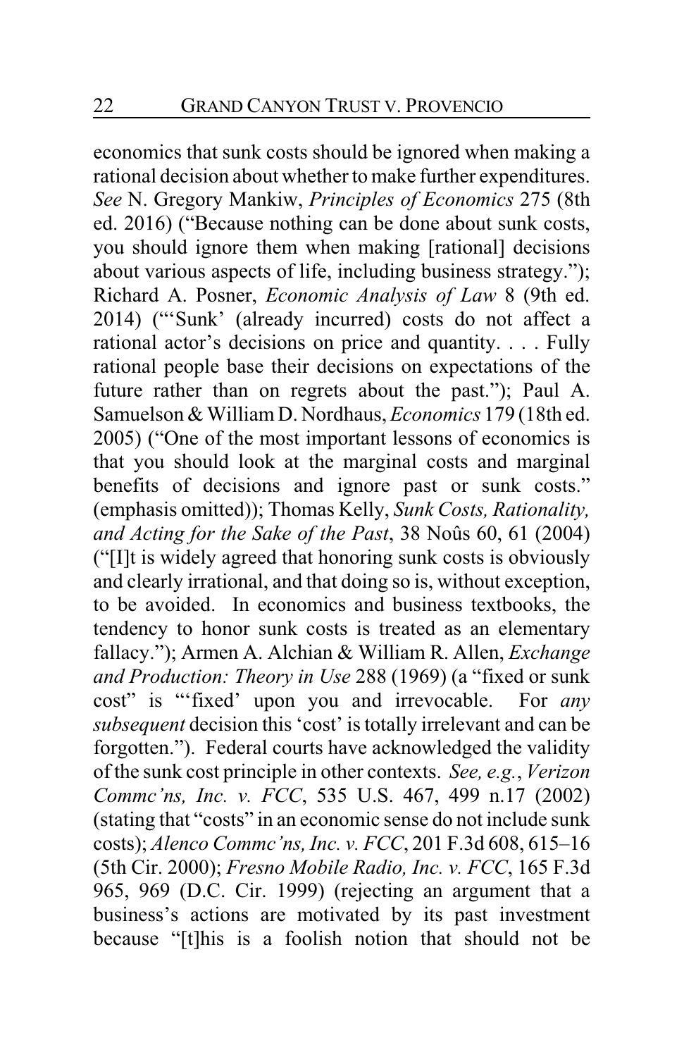economics that sunk costs should be ignored when making a rational decision about whether to make further expenditures. *See* N. Gregory Mankiw, *Principles of Economics* 275 (8th ed. 2016) ("Because nothing can be done about sunk costs, you should ignore them when making [rational] decisions about various aspects of life, including business strategy."); Richard A. Posner, *Economic Analysis of Law* 8 (9th ed. 2014) ("'Sunk' (already incurred) costs do not affect a rational actor's decisions on price and quantity. . . . Fully rational people base their decisions on expectations of the future rather than on regrets about the past."); Paul A. Samuelson & William D. Nordhaus, *Economics* 179 (18th ed. 2005) ("One of the most important lessons of economics is that you should look at the marginal costs and marginal benefits of decisions and ignore past or sunk costs." (emphasis omitted)); Thomas Kelly, *Sunk Costs, Rationality, and Acting for the Sake of the Past*, 38 Noûs 60, 61 (2004) ("[I]t is widely agreed that honoring sunk costs is obviously and clearly irrational, and that doing so is, without exception, to be avoided. In economics and business textbooks, the tendency to honor sunk costs is treated as an elementary fallacy."); Armen A. Alchian & William R. Allen, *Exchange and Production: Theory in Use* 288 (1969) (a "fixed or sunk cost" is "'fixed' upon you and irrevocable. For *any subsequent* decision this 'cost' is totally irrelevant and can be forgotten."). Federal courts have acknowledged the validity of the sunk cost principle in other contexts. *See, e.g.*, *Verizon Commc'ns, Inc. v. FCC*, 535 U.S. 467, 499 n.17 (2002) (stating that "costs" in an economic sense do not include sunk costs); *Alenco Commc'ns, Inc. v. FCC*, 201 F.3d 608, 615–16 (5th Cir. 2000); *Fresno Mobile Radio, Inc. v. FCC*, 165 F.3d 965, 969 (D.C. Cir. 1999) (rejecting an argument that a business's actions are motivated by its past investment because "[t]his is a foolish notion that should not be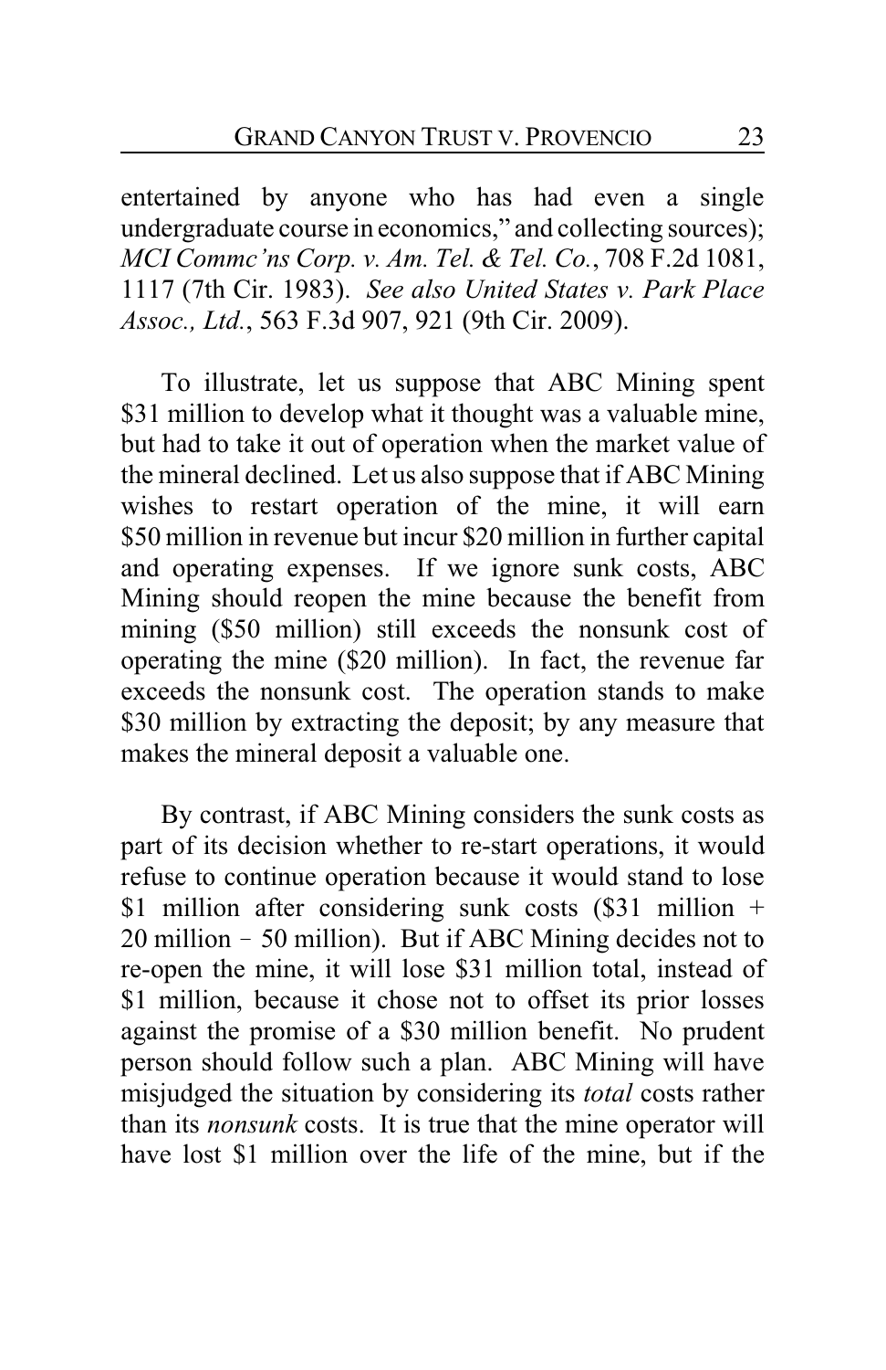entertained by anyone who has had even a single undergraduate course in economics," and collecting sources); *MCI Commc'ns Corp. v. Am. Tel. & Tel. Co.*, 708 F.2d 1081, 1117 (7th Cir. 1983). *See also United States v. Park Place Assoc., Ltd.*, 563 F.3d 907, 921 (9th Cir. 2009).

To illustrate, let us suppose that ABC Mining spent \$31 million to develop what it thought was a valuable mine, but had to take it out of operation when the market value of the mineral declined. Let us also suppose that if ABC Mining wishes to restart operation of the mine, it will earn \$50 million in revenue but incur \$20 million in further capital and operating expenses. If we ignore sunk costs, ABC Mining should reopen the mine because the benefit from mining (\$50 million) still exceeds the nonsunk cost of operating the mine (\$20 million). In fact, the revenue far exceeds the nonsunk cost. The operation stands to make \$30 million by extracting the deposit; by any measure that makes the mineral deposit a valuable one.

By contrast, if ABC Mining considers the sunk costs as part of its decision whether to re-start operations, it would refuse to continue operation because it would stand to lose \$1 million after considering sunk costs (\$31 million + 20 million − 50 million). But if ABC Mining decides not to re-open the mine, it will lose \$31 million total, instead of \$1 million, because it chose not to offset its prior losses against the promise of a \$30 million benefit. No prudent person should follow such a plan. ABC Mining will have misjudged the situation by considering its *total* costs rather than its *nonsunk* costs. It is true that the mine operator will have lost \$1 million over the life of the mine, but if the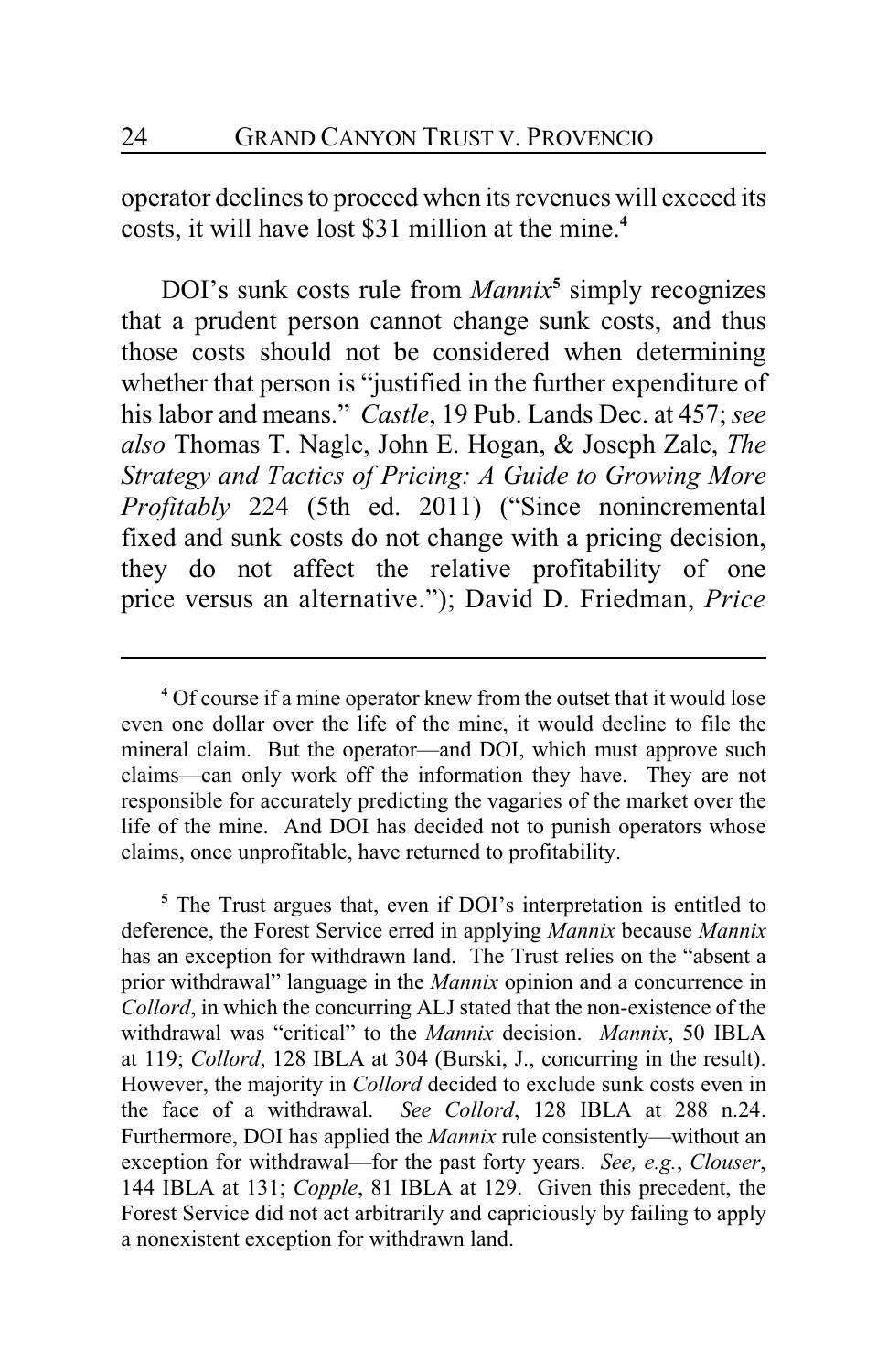operator declines to proceed when its revenues will exceed its costs, it will have lost $31 million at the mine.[4]

DOI's sunk costs rule from *Mannix*[5] simply recognizes that a prudent person cannot change sunk costs, and thus those costs should not be considered when determining whether that person is "justified in the further expenditure of his labor and means." *Castle*, 19 Pub. Lands Dec. at 457; *see also* Thomas T. Nagle, John E. Hogan, & Joseph Zale, *The Strategy and Tactics of Pricing: A Guide to Growing More Profitably* 224 (5th ed. 2011) ("Since nonincremental fixed and sunk costs do not change with a pricing decision, they do not affect the relative profitability of one price versus an alternative."); David D. Friedman, *Price*

---

[4] Of course if a mine operator knew from the outset that it would lose even one dollar over the life of the mine, it would decline to file the mineral claim. But the operator—and DOI, which must approve such claims—can only work off the information they have. They are not responsible for accurately predicting the vagaries of the market over the life of the mine. And DOI has decided not to punish operators whose claims, once unprofitable, have returned to profitability.

[5] The Trust argues that, even if DOI's interpretation is entitled to deference, the Forest Service erred in applying *Mannix* because *Mannix* has an exception for withdrawn land. The Trust relies on the "absent a prior withdrawal" language in the *Mannix* opinion and a concurrence in *Collord*, in which the concurring ALJ stated that the non-existence of the withdrawal was "critical" to the *Mannix* decision. *Mannix*, 50 IBLA at 119; *Collord*, 128 IBLA at 304 (Burski, J., concurring in the result). However, the majority in *Collord* decided to exclude sunk costs even in the face of a withdrawal. *See Collord*, 128 IBLA at 288 n.24. Furthermore, DOI has applied the *Mannix* rule consistently—without an exception for withdrawal—for the past forty years. *See, e.g.*, *Clouser*, 144 IBLA at 131; *Copple*, 81 IBLA at 129. Given this precedent, the Forest Service did not act arbitrarily and capriciously by failing to apply a nonexistent exception for withdrawn land.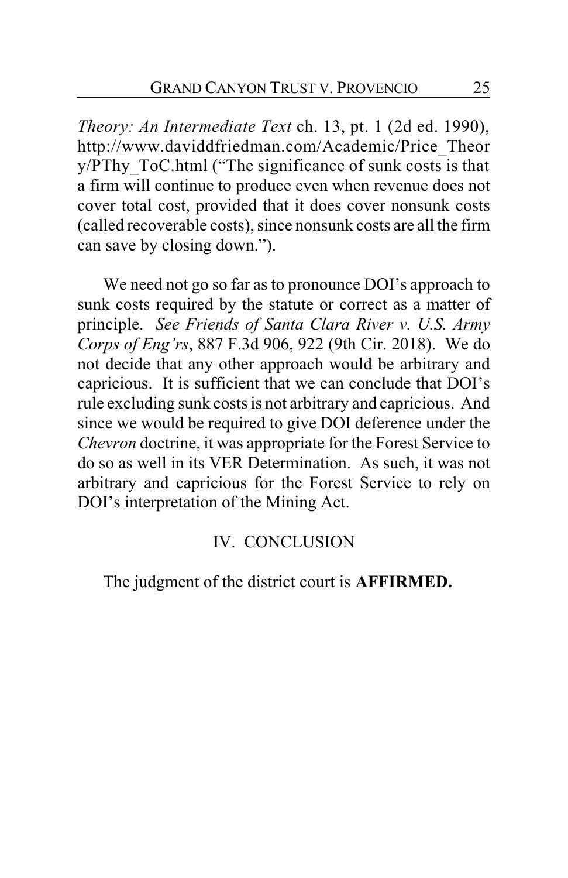*Theory: An Intermediate Text* ch. 13, pt. 1 (2d ed. 1990), http://www.daviddfriedman.com/Academic/Price_Theory/PThy_ToC.html ("The significance of sunk costs is that a firm will continue to produce even when revenue does not cover total cost, provided that it does cover nonsunk costs (called recoverable costs), since nonsunk costs are all the firm can save by closing down.").

We need not go so far as to pronounce DOI's approach to sunk costs required by the statute or correct as a matter of principle. *See Friends of Santa Clara River v. U.S. Army Corps of Eng'rs*, 887 F.3d 906, 922 (9th Cir. 2018). We do not decide that any other approach would be arbitrary and capricious. It is sufficient that we can conclude that DOI's rule excluding sunk costs is not arbitrary and capricious. And since we would be required to give DOI deference under the *Chevron* doctrine, it was appropriate for the Forest Service to do so as well in its VER Determination. As such, it was not arbitrary and capricious for the Forest Service to rely on DOI's interpretation of the Mining Act.

## IV. CONCLUSION

The judgment of the district court is **AFFIRMED.**